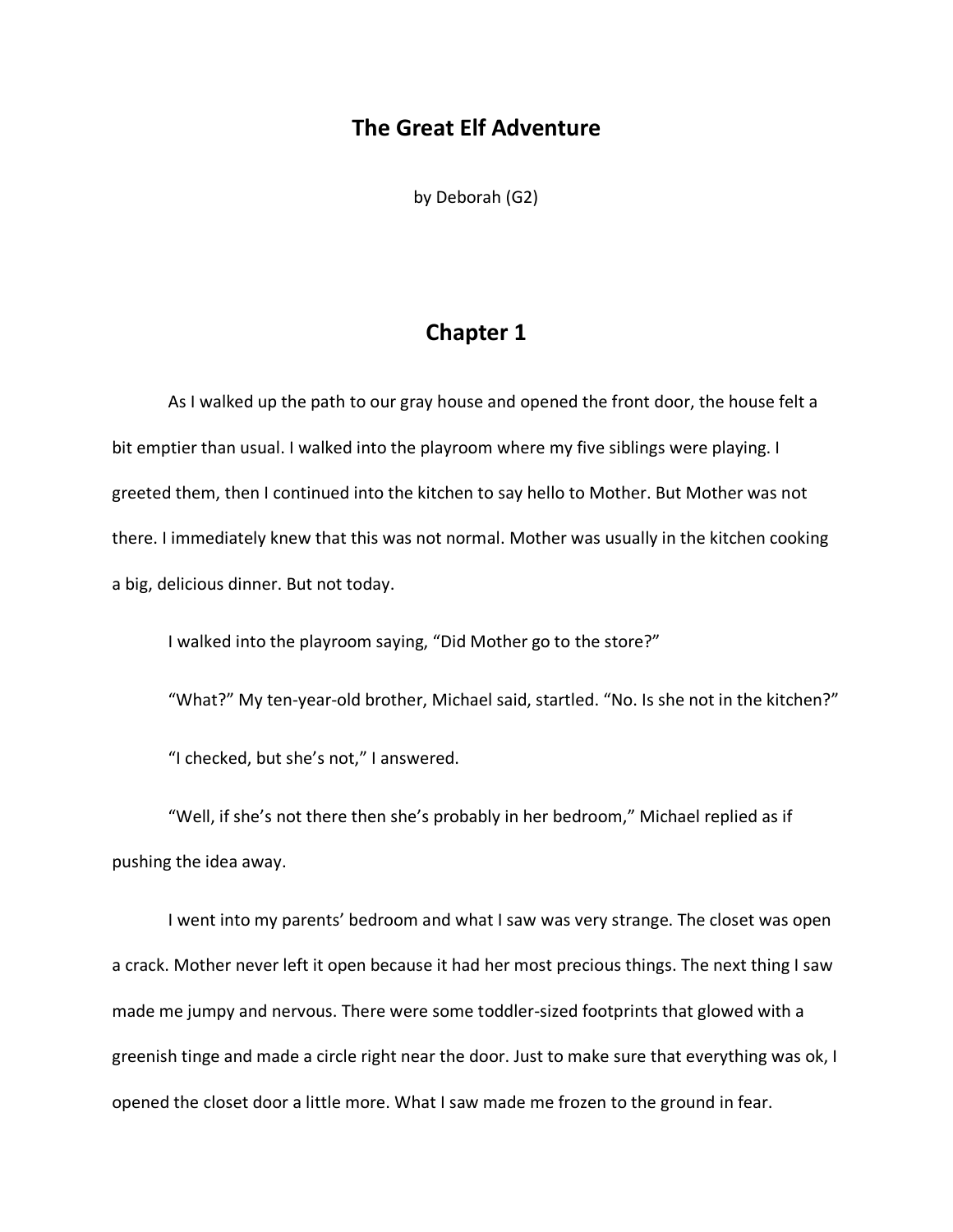# The Great Elf Adventure

by Deborah (G2)

## Chapter 1

As I walked up the path to our gray house and opened the front door, the house felt a bit emptier than usual. I walked into the playroom where my five siblings were playing. I greeted them, then I continued into the kitchen to say hello to Mother. But Mother was not there. I immediately knew that this was not normal. Mother was usually in the kitchen cooking a big, delicious dinner. But not today.

I walked into the playroom saying, "Did Mother go to the store?"

"What?" My ten-year-old brother, Michael said, startled. "No. Is she not in the kitchen?"

"I checked, but she's not," I answered.

"Well, if she's not there then she's probably in her bedroom," Michael replied as if pushing the idea away.

I went into my parents' bedroom and what I saw was very strange. The closet was open a crack. Mother never left it open because it had her most precious things. The next thing I saw made me jumpy and nervous. There were some toddler-sized footprints that glowed with a greenish tinge and made a circle right near the door. Just to make sure that everything was ok, I opened the closet door a little more. What I saw made me frozen to the ground in fear.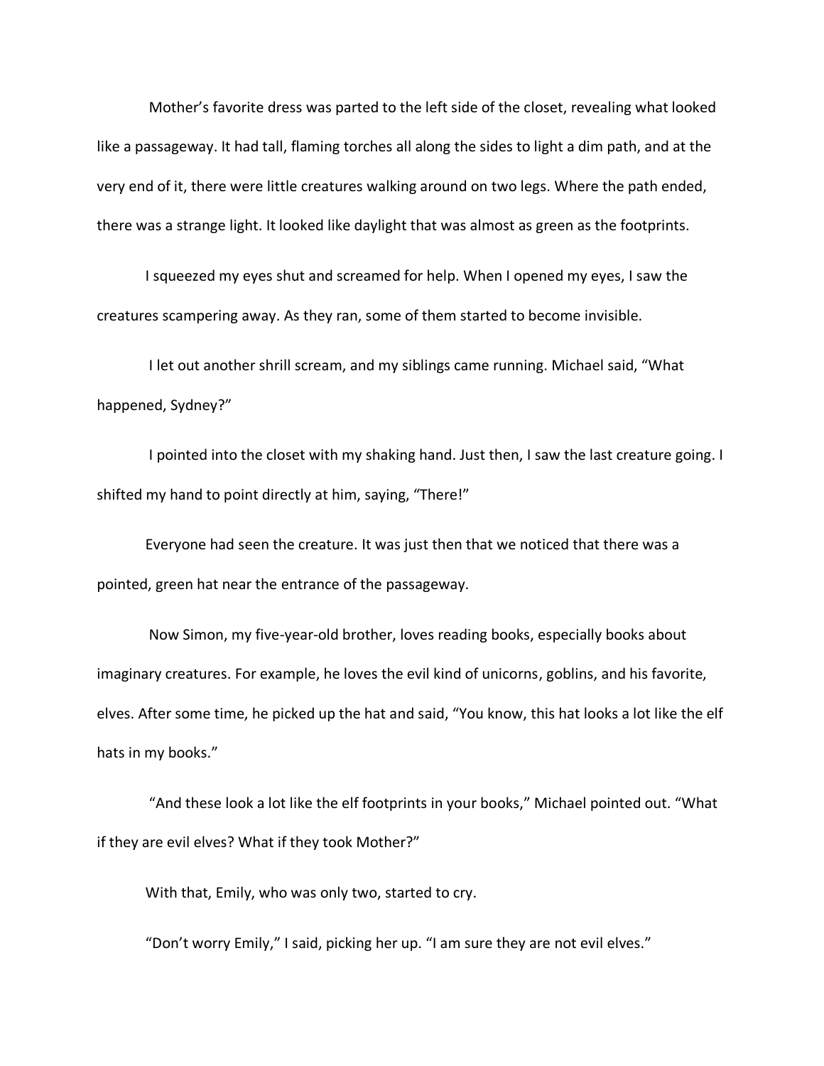Mother's favorite dress was parted to the left side of the closet, revealing what looked like a passageway. It had tall, flaming torches all along the sides to light a dim path, and at the very end of it, there were little creatures walking around on two legs. Where the path ended, there was a strange light. It looked like daylight that was almost as green as the footprints.

I squeezed my eyes shut and screamed for help. When I opened my eyes, I saw the creatures scampering away. As they ran, some of them started to become invisible.

I let out another shrill scream, and my siblings came running. Michael said, "What happened, Sydney?"

I pointed into the closet with my shaking hand. Just then, I saw the last creature going. I shifted my hand to point directly at him, saying, "There!"

Everyone had seen the creature. It was just then that we noticed that there was a pointed, green hat near the entrance of the passageway.

Now Simon, my five-year-old brother, loves reading books, especially books about imaginary creatures. For example, he loves the evil kind of unicorns, goblins, and his favorite, elves. After some time, he picked up the hat and said, "You know, this hat looks a lot like the elf hats in my books."

"And these look a lot like the elf footprints in your books," Michael pointed out. "What if they are evil elves? What if they took Mother?"

With that, Emily, who was only two, started to cry.

"Don't worry Emily," I said, picking her up. "I am sure they are not evil elves."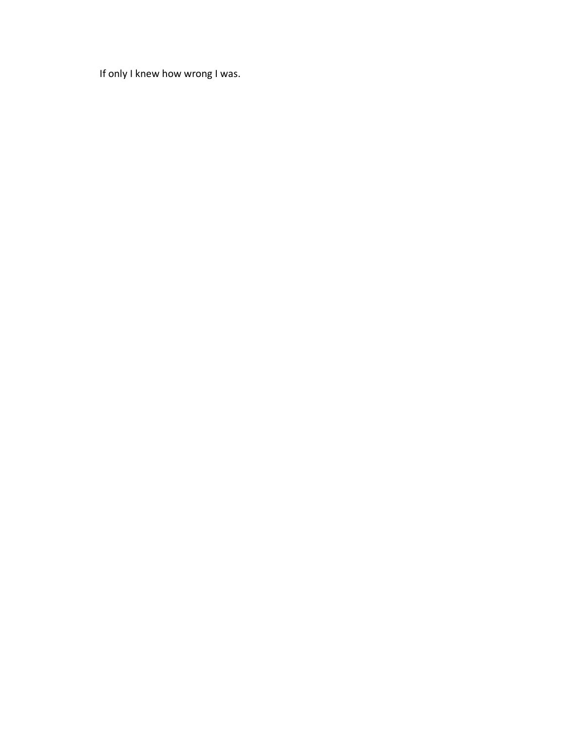If only I knew how wrong I was.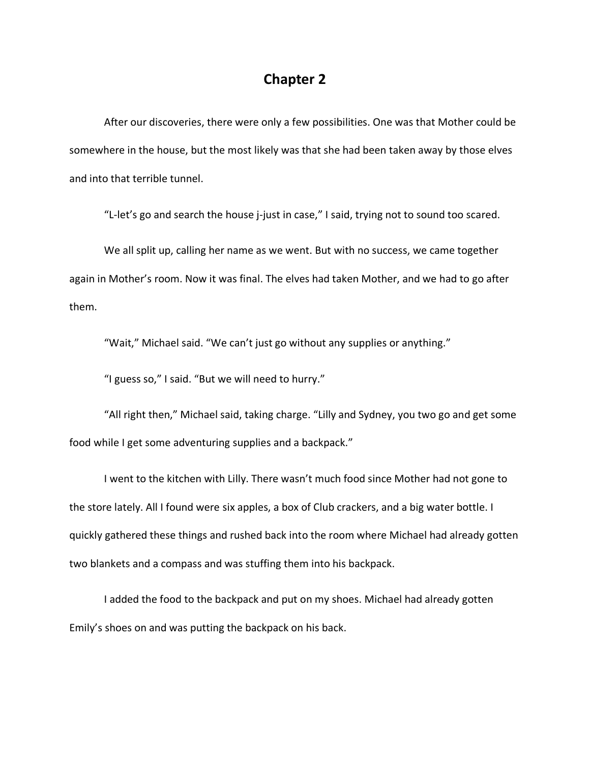# Chapter 2

After our discoveries, there were only a few possibilities. One was that Mother could be somewhere in the house, but the most likely was that she had been taken away by those elves and into that terrible tunnel.

"L-let's go and search the house j-just in case," I said, trying not to sound too scared.

We all split up, calling her name as we went. But with no success, we came together again in Mother's room. Now it was final. The elves had taken Mother, and we had to go after them.

"Wait," Michael said. "We can't just go without any supplies or anything."

"I guess so," I said. "But we will need to hurry."

"All right then," Michael said, taking charge. "Lilly and Sydney, you two go and get some food while I get some adventuring supplies and a backpack."

I went to the kitchen with Lilly. There wasn't much food since Mother had not gone to the store lately. All I found were six apples, a box of Club crackers, and a big water bottle. I quickly gathered these things and rushed back into the room where Michael had already gotten two blankets and a compass and was stuffing them into his backpack.

I added the food to the backpack and put on my shoes. Michael had already gotten Emily's shoes on and was putting the backpack on his back.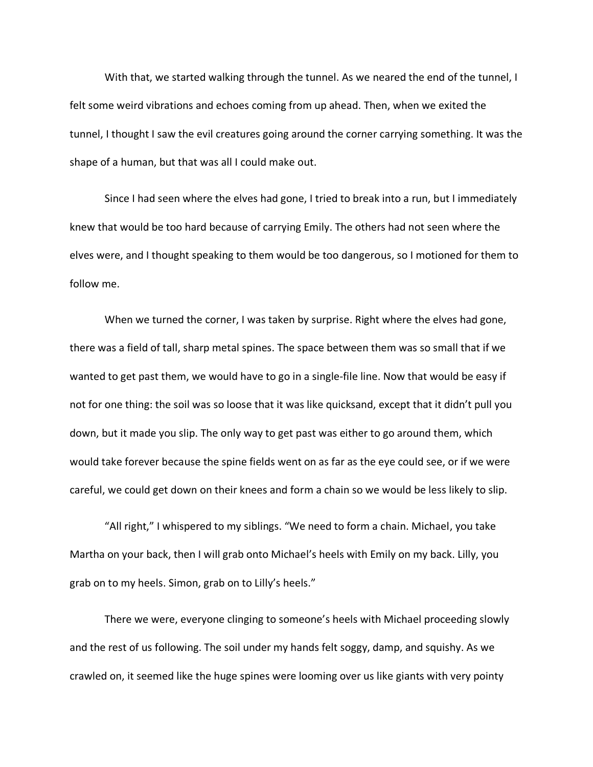With that, we started walking through the tunnel. As we neared the end of the tunnel, I felt some weird vibrations and echoes coming from up ahead. Then, when we exited the tunnel, I thought I saw the evil creatures going around the corner carrying something. It was the shape of a human, but that was all I could make out.

Since I had seen where the elves had gone, I tried to break into a run, but I immediately knew that would be too hard because of carrying Emily. The others had not seen where the elves were, and I thought speaking to them would be too dangerous, so I motioned for them to follow me.

When we turned the corner, I was taken by surprise. Right where the elves had gone, there was a field of tall, sharp metal spines. The space between them was so small that if we wanted to get past them, we would have to go in a single-file line. Now that would be easy if not for one thing: the soil was so loose that it was like quicksand, except that it didn't pull you down, but it made you slip. The only way to get past was either to go around them, which would take forever because the spine fields went on as far as the eye could see, or if we were careful, we could get down on their knees and form a chain so we would be less likely to slip.

"All right," I whispered to my siblings. "We need to form a chain. Michael, you take Martha on your back, then I will grab onto Michael's heels with Emily on my back. Lilly, you grab on to my heels. Simon, grab on to Lilly's heels."

There we were, everyone clinging to someone's heels with Michael proceeding slowly and the rest of us following. The soil under my hands felt soggy, damp, and squishy. As we crawled on, it seemed like the huge spines were looming over us like giants with very pointy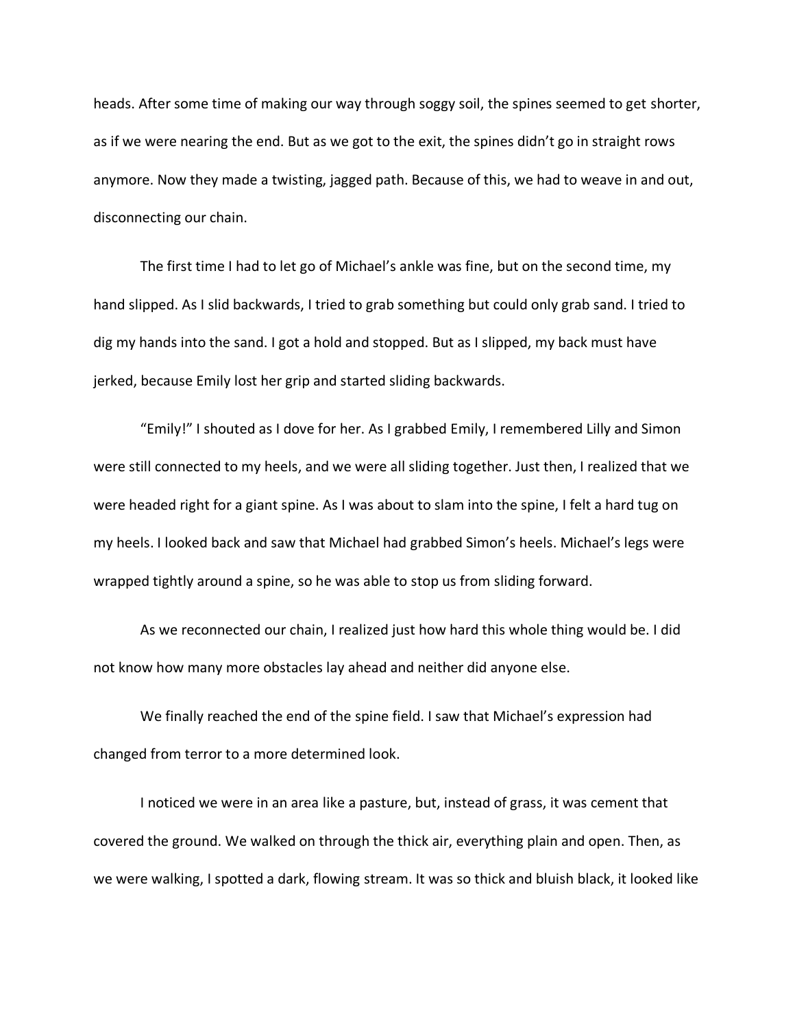heads. After some time of making our way through soggy soil, the spines seemed to get shorter, as if we were nearing the end. But as we got to the exit, the spines didn't go in straight rows anymore. Now they made a twisting, jagged path. Because of this, we had to weave in and out, disconnecting our chain.

The first time I had to let go of Michael's ankle was fine, but on the second time, my hand slipped. As I slid backwards, I tried to grab something but could only grab sand. I tried to dig my hands into the sand. I got a hold and stopped. But as I slipped, my back must have jerked, because Emily lost her grip and started sliding backwards.

"Emily!" I shouted as I dove for her. As I grabbed Emily, I remembered Lilly and Simon were still connected to my heels, and we were all sliding together. Just then, I realized that we were headed right for a giant spine. As I was about to slam into the spine, I felt a hard tug on my heels. I looked back and saw that Michael had grabbed Simon's heels. Michael's legs were wrapped tightly around a spine, so he was able to stop us from sliding forward.

As we reconnected our chain, I realized just how hard this whole thing would be. I did not know how many more obstacles lay ahead and neither did anyone else.

We finally reached the end of the spine field. I saw that Michael's expression had changed from terror to a more determined look.

I noticed we were in an area like a pasture, but, instead of grass, it was cement that covered the ground. We walked on through the thick air, everything plain and open. Then, as we were walking, I spotted a dark, flowing stream. It was so thick and bluish black, it looked like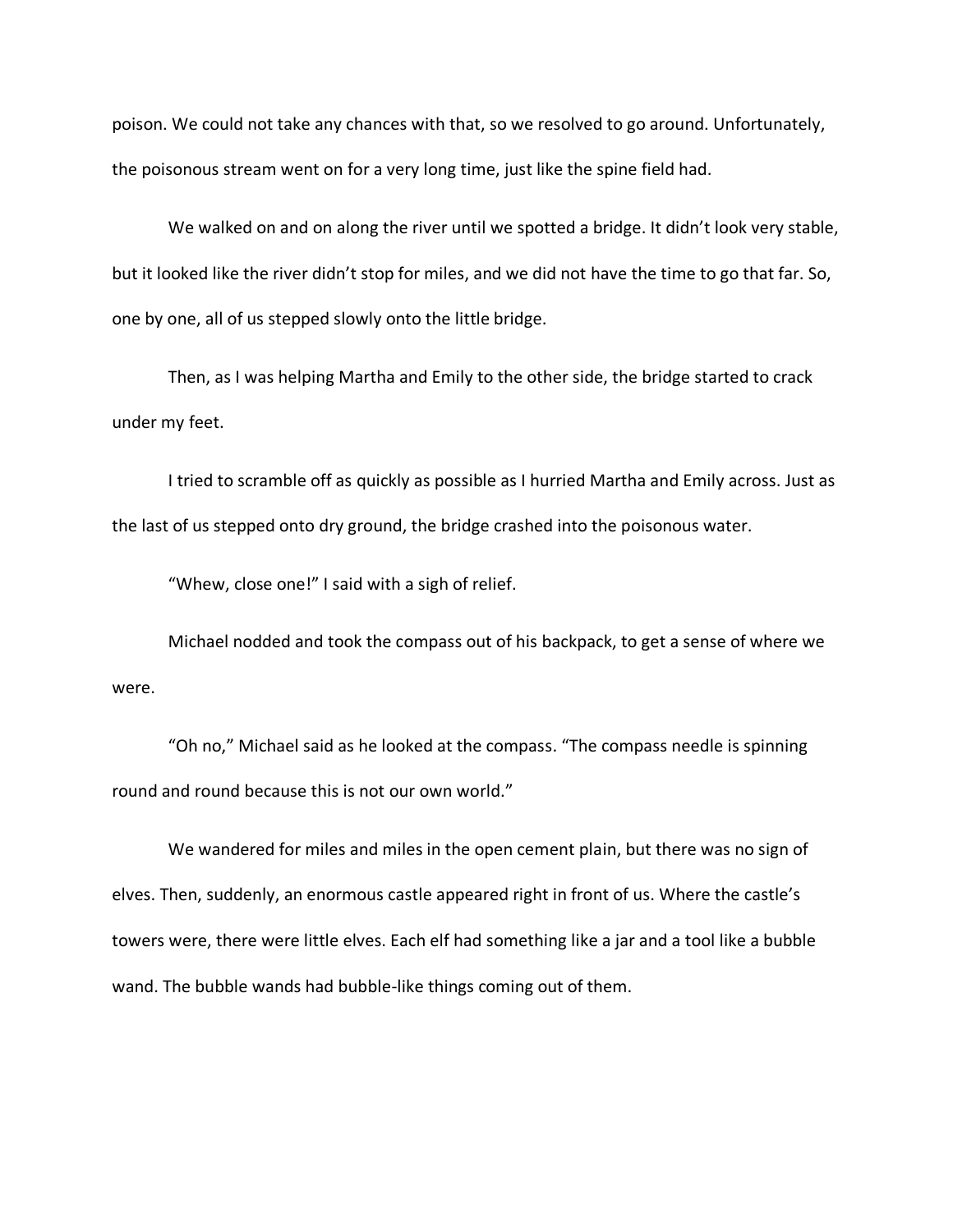poison. We could not take any chances with that, so we resolved to go around. Unfortunately, the poisonous stream went on for a very long time, just like the spine field had.

We walked on and on along the river until we spotted a bridge. It didn't look very stable, but it looked like the river didn't stop for miles, and we did not have the time to go that far. So, one by one, all of us stepped slowly onto the little bridge.

Then, as I was helping Martha and Emily to the other side, the bridge started to crack under my feet.

I tried to scramble off as quickly as possible as I hurried Martha and Emily across. Just as the last of us stepped onto dry ground, the bridge crashed into the poisonous water.

"Whew, close one!" I said with a sigh of relief.

Michael nodded and took the compass out of his backpack, to get a sense of where we were.

"Oh no," Michael said as he looked at the compass. "The compass needle is spinning round and round because this is not our own world."

We wandered for miles and miles in the open cement plain, but there was no sign of elves. Then, suddenly, an enormous castle appeared right in front of us. Where the castle's towers were, there were little elves. Each elf had something like a jar and a tool like a bubble wand. The bubble wands had bubble-like things coming out of them.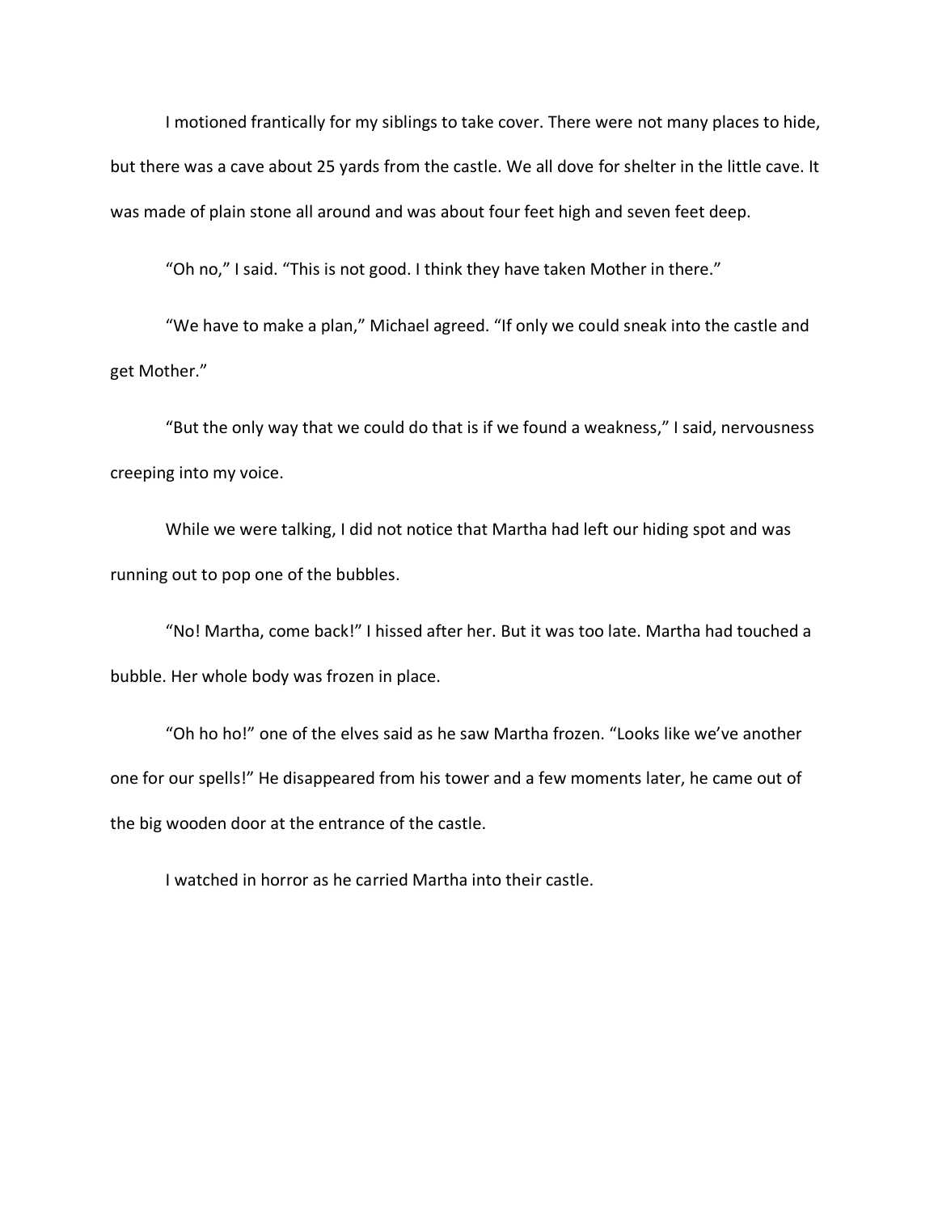I motioned frantically for my siblings to take cover. There were not many places to hide, but there was a cave about 25 yards from the castle. We all dove for shelter in the little cave. It was made of plain stone all around and was about four feet high and seven feet deep.

"Oh no," I said. "This is not good. I think they have taken Mother in there."

"We have to make a plan," Michael agreed. "If only we could sneak into the castle and get Mother."

"But the only way that we could do that is if we found a weakness," I said, nervousness creeping into my voice.

While we were talking, I did not notice that Martha had left our hiding spot and was running out to pop one of the bubbles.

"No! Martha, come back!" I hissed after her. But it was too late. Martha had touched a bubble. Her whole body was frozen in place.

"Oh ho ho!" one of the elves said as he saw Martha frozen. "Looks like we've another one for our spells!" He disappeared from his tower and a few moments later, he came out of the big wooden door at the entrance of the castle.

I watched in horror as he carried Martha into their castle.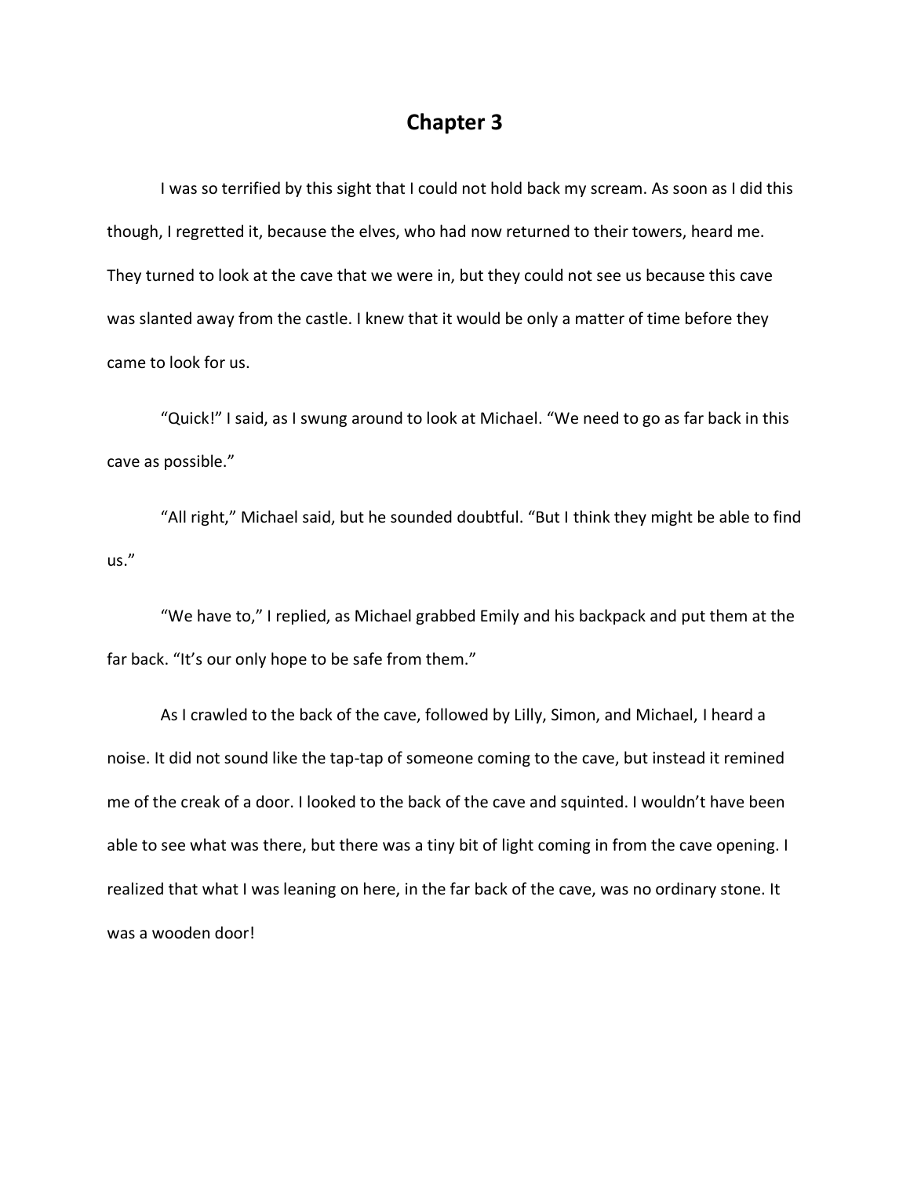# Chapter 3

I was so terrified by this sight that I could not hold back my scream. As soon as I did this though, I regretted it, because the elves, who had now returned to their towers, heard me. They turned to look at the cave that we were in, but they could not see us because this cave was slanted away from the castle. I knew that it would be only a matter of time before they came to look for us.

"Quick!" I said, as I swung around to look at Michael. "We need to go as far back in this cave as possible."

"All right," Michael said, but he sounded doubtful. "But I think they might be able to find us."

"We have to," I replied, as Michael grabbed Emily and his backpack and put them at the far back. "It's our only hope to be safe from them."

As I crawled to the back of the cave, followed by Lilly, Simon, and Michael, I heard a noise. It did not sound like the tap-tap of someone coming to the cave, but instead it remined me of the creak of a door. I looked to the back of the cave and squinted. I wouldn't have been able to see what was there, but there was a tiny bit of light coming in from the cave opening. I realized that what I was leaning on here, in the far back of the cave, was no ordinary stone. It was a wooden door!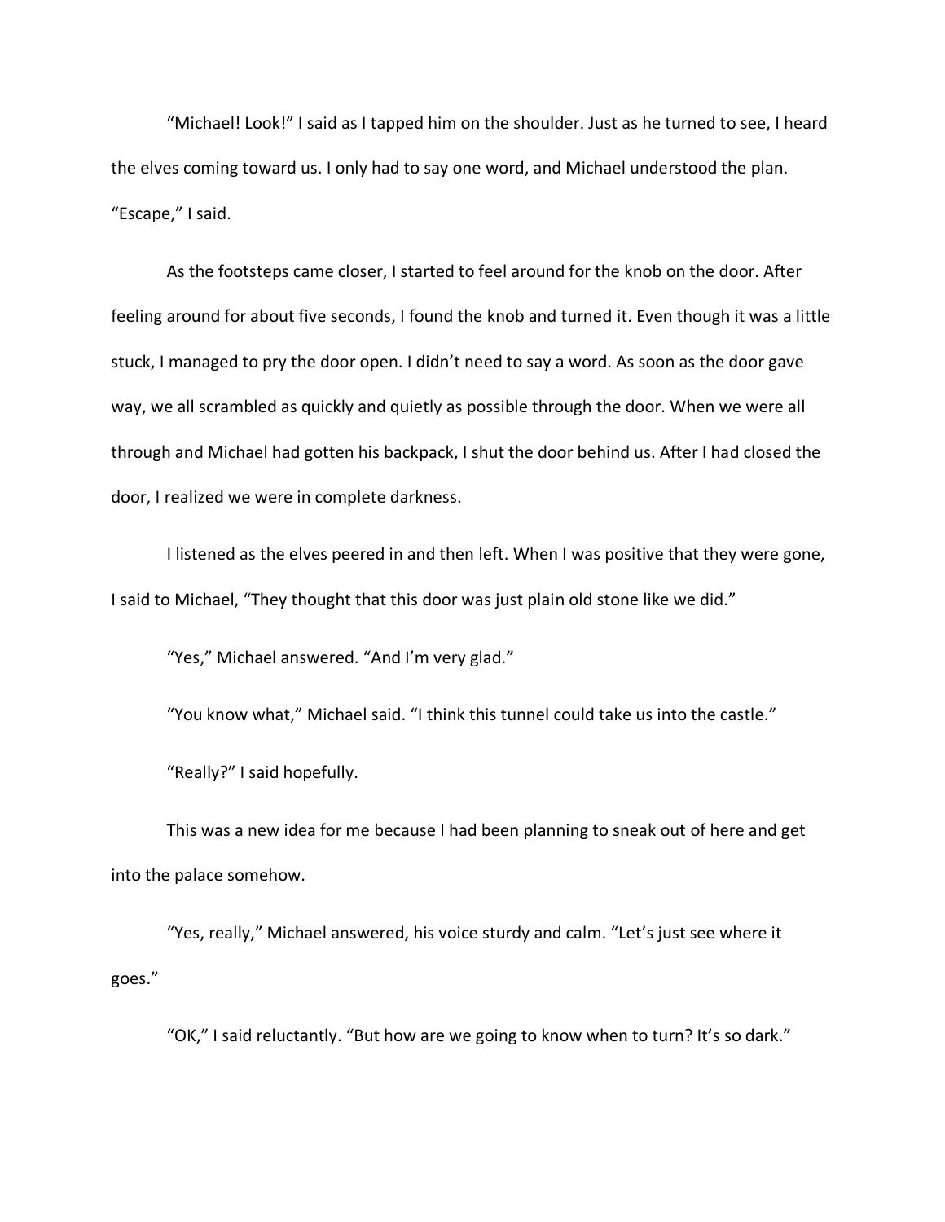"Michael! Look!" I said as I tapped him on the shoulder. Just as he turned to see, I heard the elves coming toward us. I only had to say one word, and Michael understood the plan. "Escape," I said.

As the footsteps came closer, I started to feel around for the knob on the door. After feeling around for about five seconds, I found the knob and turned it. Even though it was a little stuck, I managed to pry the door open. I didn't need to say a word. As soon as the door gave way, we all scrambled as quickly and quietly as possible through the door. When we were all through and Michael had gotten his backpack, I shut the door behind us. After I had closed the door, I realized we were in complete darkness.

I listened as the elves peered in and then left. When I was positive that they were gone, I said to Michael, "They thought that this door was just plain old stone like we did."

"Yes," Michael answered. "And I'm very glad."

"You know what," Michael said. "I think this tunnel could take us into the castle."

"Really?" I said hopefully.

This was a new idea for me because I had been planning to sneak out of here and get into the palace somehow.

"Yes, really," Michael answered, his voice sturdy and calm. "Let's just see where it goes."

"OK," I said reluctantly. "But how are we going to know when to turn? It's so dark."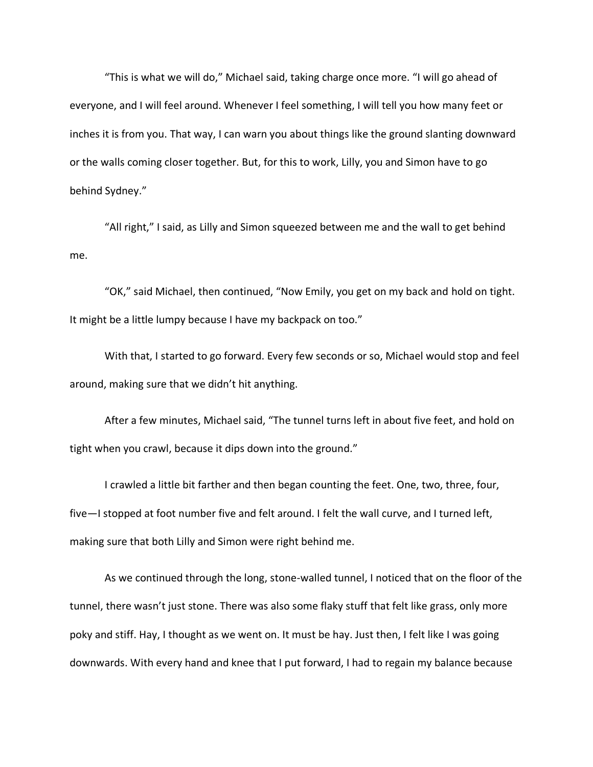"This is what we will do," Michael said, taking charge once more. "I will go ahead of everyone, and I will feel around. Whenever I feel something, I will tell you how many feet or inches it is from you. That way, I can warn you about things like the ground slanting downward or the walls coming closer together. But, for this to work, Lilly, you and Simon have to go behind Sydney."

"All right," I said, as Lilly and Simon squeezed between me and the wall to get behind me.

"OK," said Michael, then continued, "Now Emily, you get on my back and hold on tight. It might be a little lumpy because I have my backpack on too."

With that, I started to go forward. Every few seconds or so, Michael would stop and feel around, making sure that we didn't hit anything.

After a few minutes, Michael said, "The tunnel turns left in about five feet, and hold on tight when you crawl, because it dips down into the ground."

I crawled a little bit farther and then began counting the feet. One, two, three, four, five—I stopped at foot number five and felt around. I felt the wall curve, and I turned left, making sure that both Lilly and Simon were right behind me.

As we continued through the long, stone-walled tunnel, I noticed that on the floor of the tunnel, there wasn't just stone. There was also some flaky stuff that felt like grass, only more poky and stiff. Hay, I thought as we went on. It must be hay. Just then, I felt like I was going downwards. With every hand and knee that I put forward, I had to regain my balance because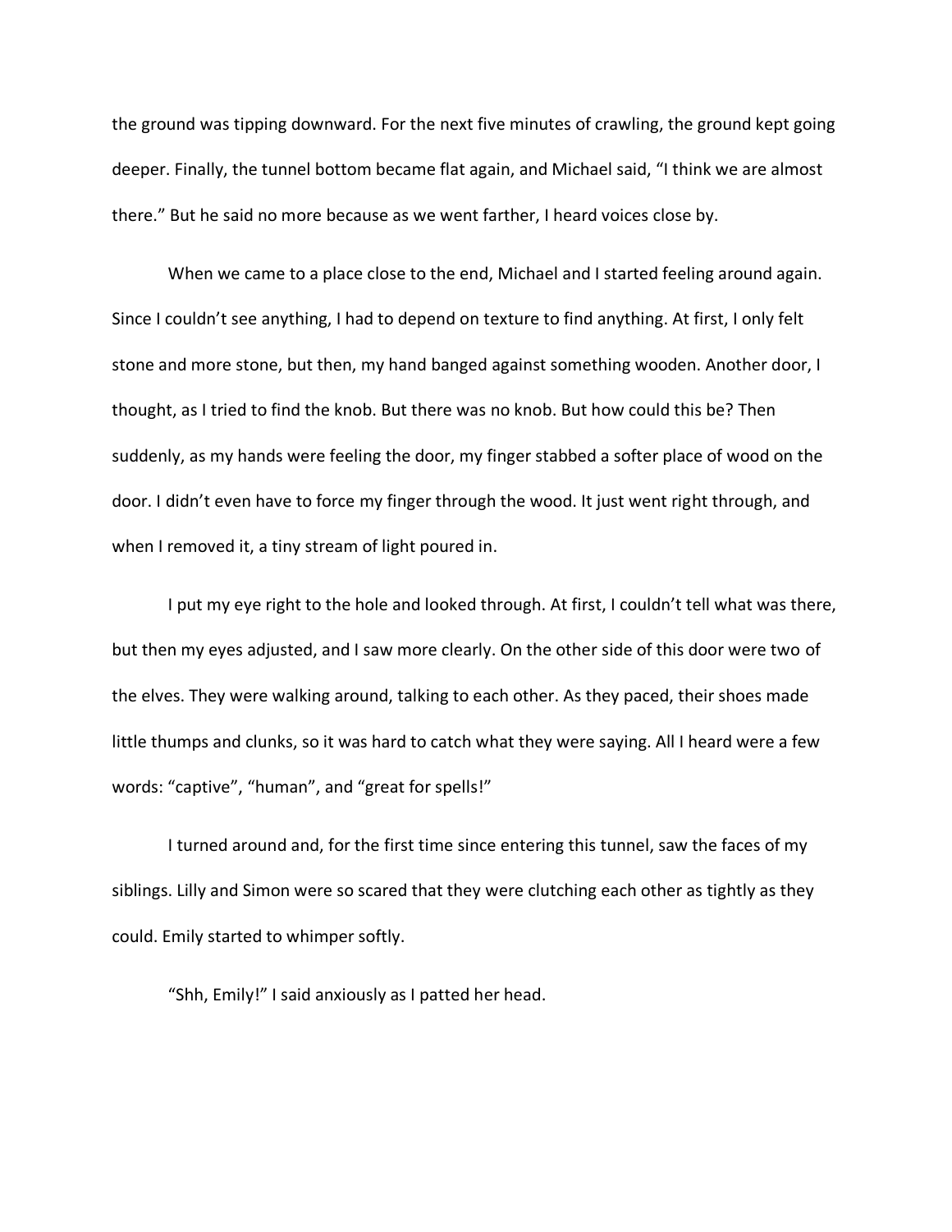the ground was tipping downward. For the next five minutes of crawling, the ground kept going deeper. Finally, the tunnel bottom became flat again, and Michael said, "I think we are almost there." But he said no more because as we went farther, I heard voices close by.

When we came to a place close to the end, Michael and I started feeling around again. Since I couldn't see anything, I had to depend on texture to find anything. At first, I only felt stone and more stone, but then, my hand banged against something wooden. Another door, I thought, as I tried to find the knob. But there was no knob. But how could this be? Then suddenly, as my hands were feeling the door, my finger stabbed a softer place of wood on the door. I didn't even have to force my finger through the wood. It just went right through, and when I removed it, a tiny stream of light poured in.

I put my eye right to the hole and looked through. At first, I couldn't tell what was there, but then my eyes adjusted, and I saw more clearly. On the other side of this door were two of the elves. They were walking around, talking to each other. As they paced, their shoes made little thumps and clunks, so it was hard to catch what they were saying. All I heard were a few words: "captive", "human", and "great for spells!"

I turned around and, for the first time since entering this tunnel, saw the faces of my siblings. Lilly and Simon were so scared that they were clutching each other as tightly as they could. Emily started to whimper softly.

"Shh, Emily!" I said anxiously as I patted her head.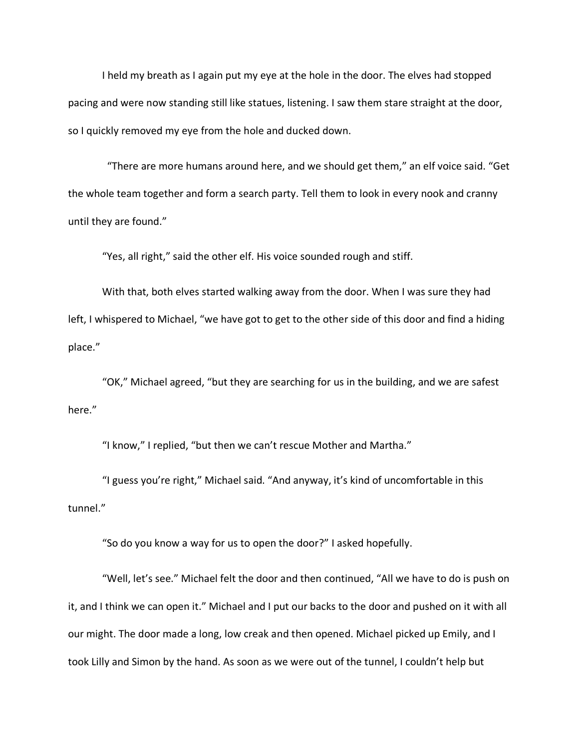I held my breath as I again put my eye at the hole in the door. The elves had stopped pacing and were now standing still like statues, listening. I saw them stare straight at the door, so I quickly removed my eye from the hole and ducked down.

"There are more humans around here, and we should get them," an elf voice said. "Get the whole team together and form a search party. Tell them to look in every nook and cranny until they are found."

"Yes, all right," said the other elf. His voice sounded rough and stiff.

With that, both elves started walking away from the door. When I was sure they had left, I whispered to Michael, "we have got to get to the other side of this door and find a hiding place."

"OK," Michael agreed, "but they are searching for us in the building, and we are safest here."

"I know," I replied, "but then we can't rescue Mother and Martha."

"I guess you're right," Michael said. "And anyway, it's kind of uncomfortable in this tunnel."

"So do you know a way for us to open the door?" I asked hopefully.

"Well, let's see." Michael felt the door and then continued, "All we have to do is push on it, and I think we can open it." Michael and I put our backs to the door and pushed on it with all our might. The door made a long, low creak and then opened. Michael picked up Emily, and I took Lilly and Simon by the hand. As soon as we were out of the tunnel, I couldn't help but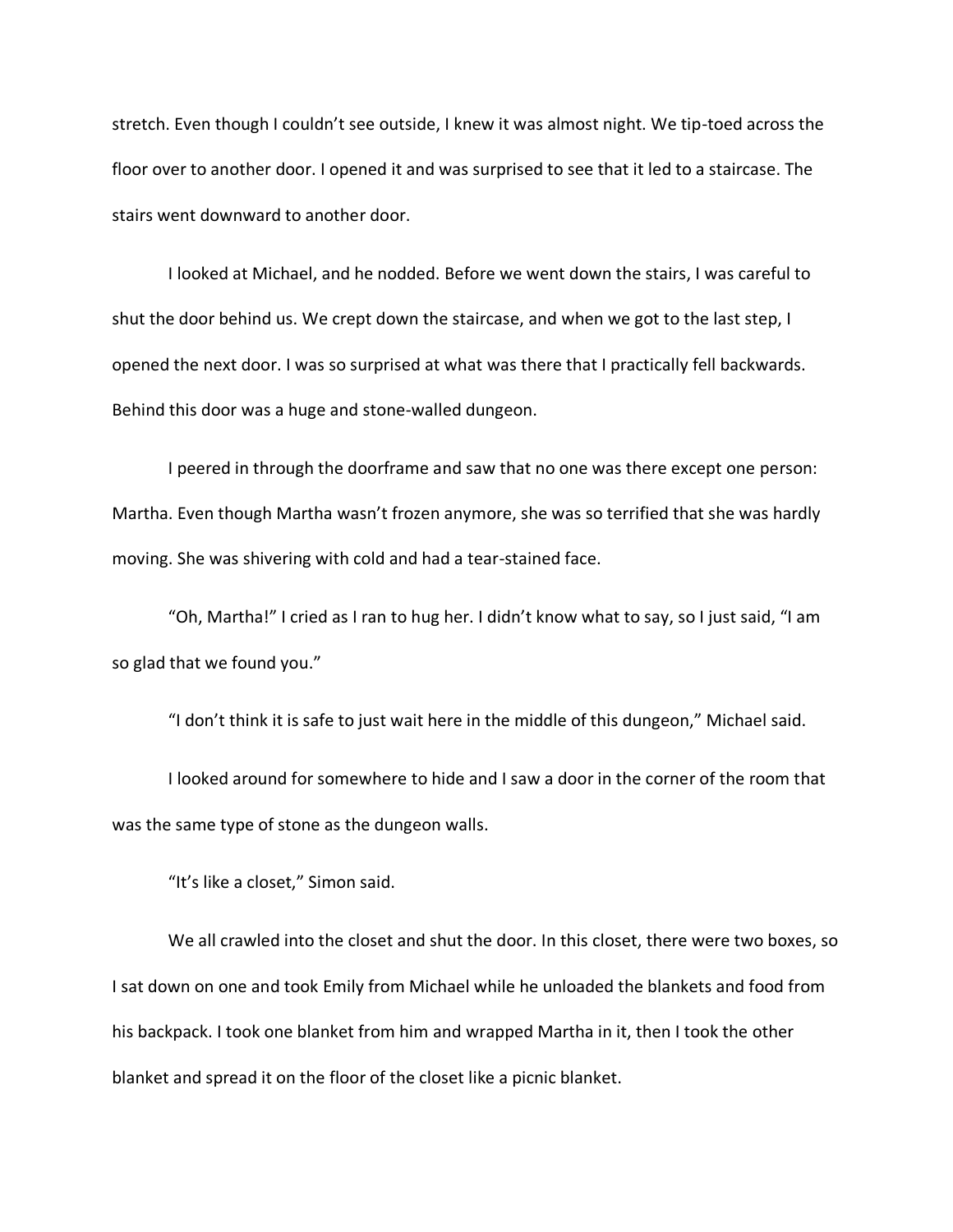stretch. Even though I couldn't see outside, I knew it was almost night. We tip-toed across the floor over to another door. I opened it and was surprised to see that it led to a staircase. The stairs went downward to another door.

I looked at Michael, and he nodded. Before we went down the stairs, I was careful to shut the door behind us. We crept down the staircase, and when we got to the last step, I opened the next door. I was so surprised at what was there that I practically fell backwards. Behind this door was a huge and stone-walled dungeon.

I peered in through the doorframe and saw that no one was there except one person: Martha. Even though Martha wasn't frozen anymore, she was so terrified that she was hardly moving. She was shivering with cold and had a tear-stained face.

"Oh, Martha!" I cried as I ran to hug her. I didn't know what to say, so I just said, "I am so glad that we found you."

"I don't think it is safe to just wait here in the middle of this dungeon," Michael said.

I looked around for somewhere to hide and I saw a door in the corner of the room that was the same type of stone as the dungeon walls.

"It's like a closet," Simon said.

We all crawled into the closet and shut the door. In this closet, there were two boxes, so I sat down on one and took Emily from Michael while he unloaded the blankets and food from his backpack. I took one blanket from him and wrapped Martha in it, then I took the other blanket and spread it on the floor of the closet like a picnic blanket.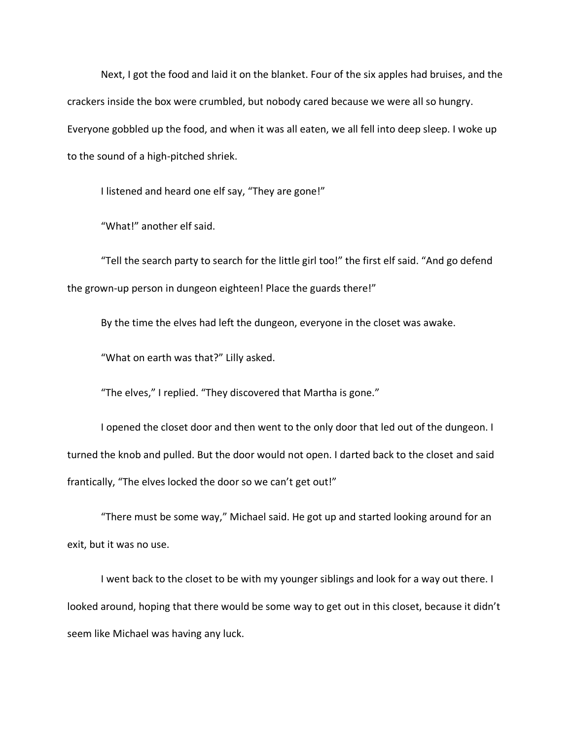Next, I got the food and laid it on the blanket. Four of the six apples had bruises, and the crackers inside the box were crumbled, but nobody cared because we were all so hungry. Everyone gobbled up the food, and when it was all eaten, we all fell into deep sleep. I woke up to the sound of a high-pitched shriek.

I listened and heard one elf say, “They are gone!”

“What!” another elf said.

“Tell the search party to search for the little girl too!” the first elf said. “And go defend the grown-up person in dungeon eighteen! Place the guards there!”

By the time the elves had left the dungeon, everyone in the closet was awake.

“What on earth was that?” Lilly asked.

“The elves,” I replied. “They discovered that Martha is gone.”

I opened the closet door and then went to the only door that led out of the dungeon. I turned the knob and pulled. But the door would not open. I darted back to the closet and said frantically, “The elves locked the door so we can’t get out!”

“There must be some way,” Michael said. He got up and started looking around for an exit, but it was no use.

I went back to the closet to be with my younger siblings and look for a way out there. I looked around, hoping that there would be some way to get out in this closet, because it didn’t seem like Michael was having any luck.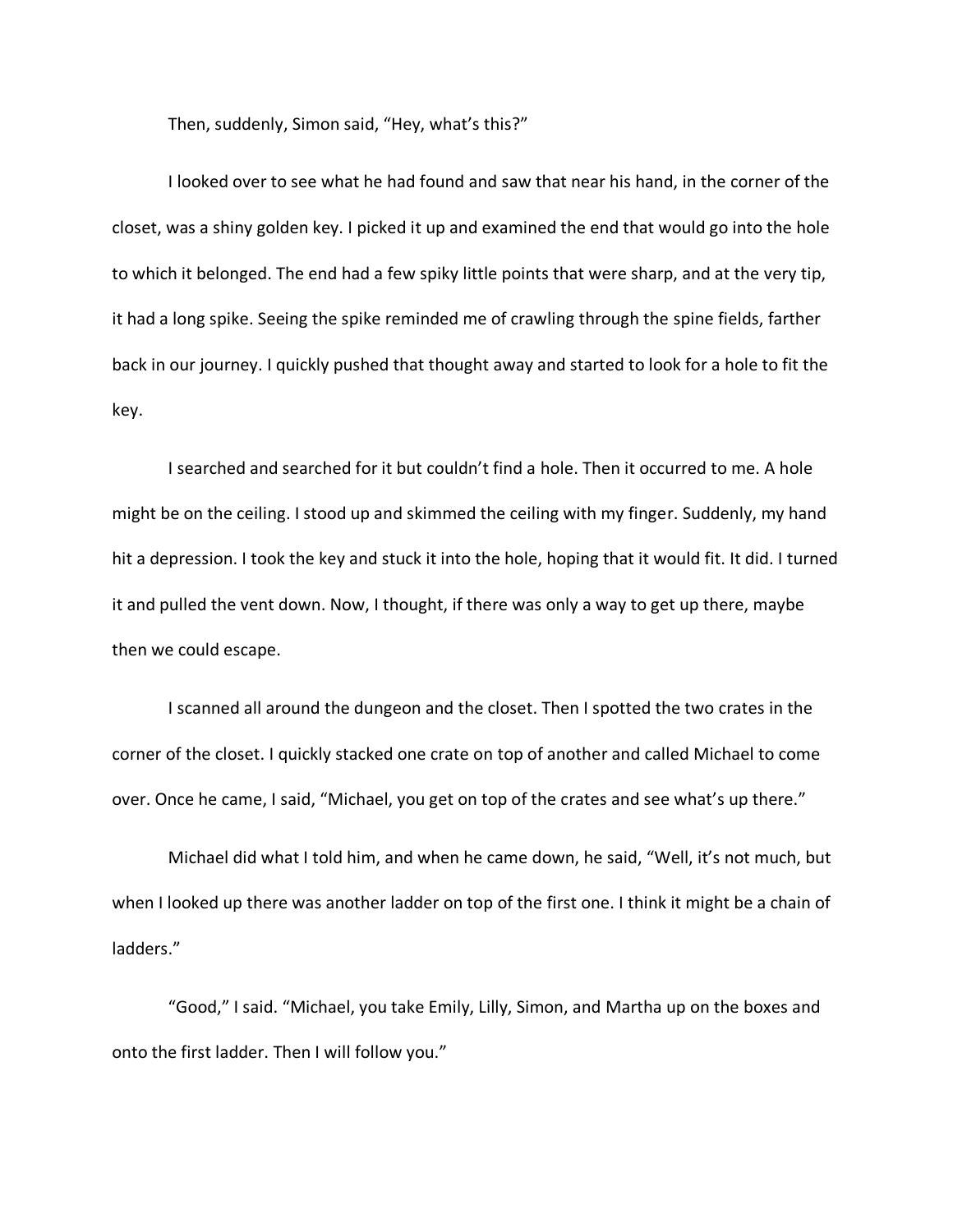Then, suddenly, Simon said, “Hey, what’s this?”

I looked over to see what he had found and saw that near his hand, in the corner of the closet, was a shiny golden key. I picked it up and examined the end that would go into the hole to which it belonged. The end had a few spiky little points that were sharp, and at the very tip, it had a long spike. Seeing the spike reminded me of crawling through the spine fields, farther back in our journey. I quickly pushed that thought away and started to look for a hole to fit the key.

I searched and searched for it but couldn’t find a hole. Then it occurred to me. A hole might be on the ceiling. I stood up and skimmed the ceiling with my finger. Suddenly, my hand hit a depression. I took the key and stuck it into the hole, hoping that it would fit. It did. I turned it and pulled the vent down. Now, I thought, if there was only a way to get up there, maybe then we could escape.

I scanned all around the dungeon and the closet. Then I spotted the two crates in the corner of the closet. I quickly stacked one crate on top of another and called Michael to come over. Once he came, I said, “Michael, you get on top of the crates and see what’s up there.”

Michael did what I told him, and when he came down, he said, “Well, it’s not much, but when I looked up there was another ladder on top of the first one. I think it might be a chain of ladders.”

“Good,” I said. “Michael, you take Emily, Lilly, Simon, and Martha up on the boxes and onto the first ladder. Then I will follow you.”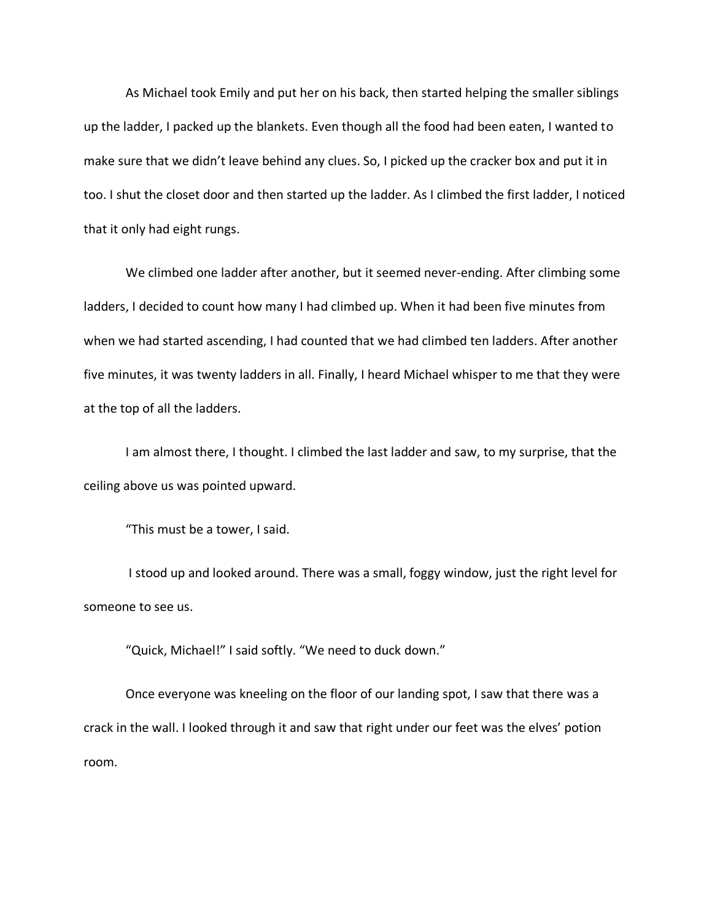As Michael took Emily and put her on his back, then started helping the smaller siblings up the ladder, I packed up the blankets. Even though all the food had been eaten, I wanted to make sure that we didn't leave behind any clues. So, I picked up the cracker box and put it in too. I shut the closet door and then started up the ladder. As I climbed the first ladder, I noticed that it only had eight rungs.

We climbed one ladder after another, but it seemed never-ending. After climbing some ladders, I decided to count how many I had climbed up. When it had been five minutes from when we had started ascending, I had counted that we had climbed ten ladders. After another five minutes, it was twenty ladders in all. Finally, I heard Michael whisper to me that they were at the top of all the ladders.

I am almost there, I thought. I climbed the last ladder and saw, to my surprise, that the ceiling above us was pointed upward.

"This must be a tower, I said.

I stood up and looked around. There was a small, foggy window, just the right level for someone to see us.

"Quick, Michael!" I said softly. "We need to duck down."

Once everyone was kneeling on the floor of our landing spot, I saw that there was a crack in the wall. I looked through it and saw that right under our feet was the elves' potion room.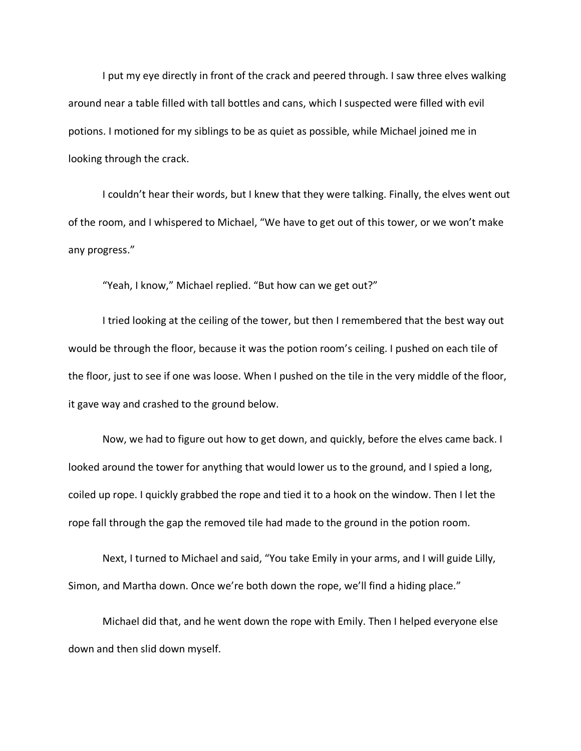I put my eye directly in front of the crack and peered through. I saw three elves walking around near a table filled with tall bottles and cans, which I suspected were filled with evil potions. I motioned for my siblings to be as quiet as possible, while Michael joined me in looking through the crack.

I couldn't hear their words, but I knew that they were talking. Finally, the elves went out of the room, and I whispered to Michael, "We have to get out of this tower, or we won't make any progress."

"Yeah, I know," Michael replied. "But how can we get out?"

I tried looking at the ceiling of the tower, but then I remembered that the best way out would be through the floor, because it was the potion room's ceiling. I pushed on each tile of the floor, just to see if one was loose. When I pushed on the tile in the very middle of the floor, it gave way and crashed to the ground below.

Now, we had to figure out how to get down, and quickly, before the elves came back. I looked around the tower for anything that would lower us to the ground, and I spied a long, coiled up rope. I quickly grabbed the rope and tied it to a hook on the window. Then I let the rope fall through the gap the removed tile had made to the ground in the potion room.

Next, I turned to Michael and said, "You take Emily in your arms, and I will guide Lilly, Simon, and Martha down. Once we're both down the rope, we'll find a hiding place."

Michael did that, and he went down the rope with Emily. Then I helped everyone else down and then slid down myself.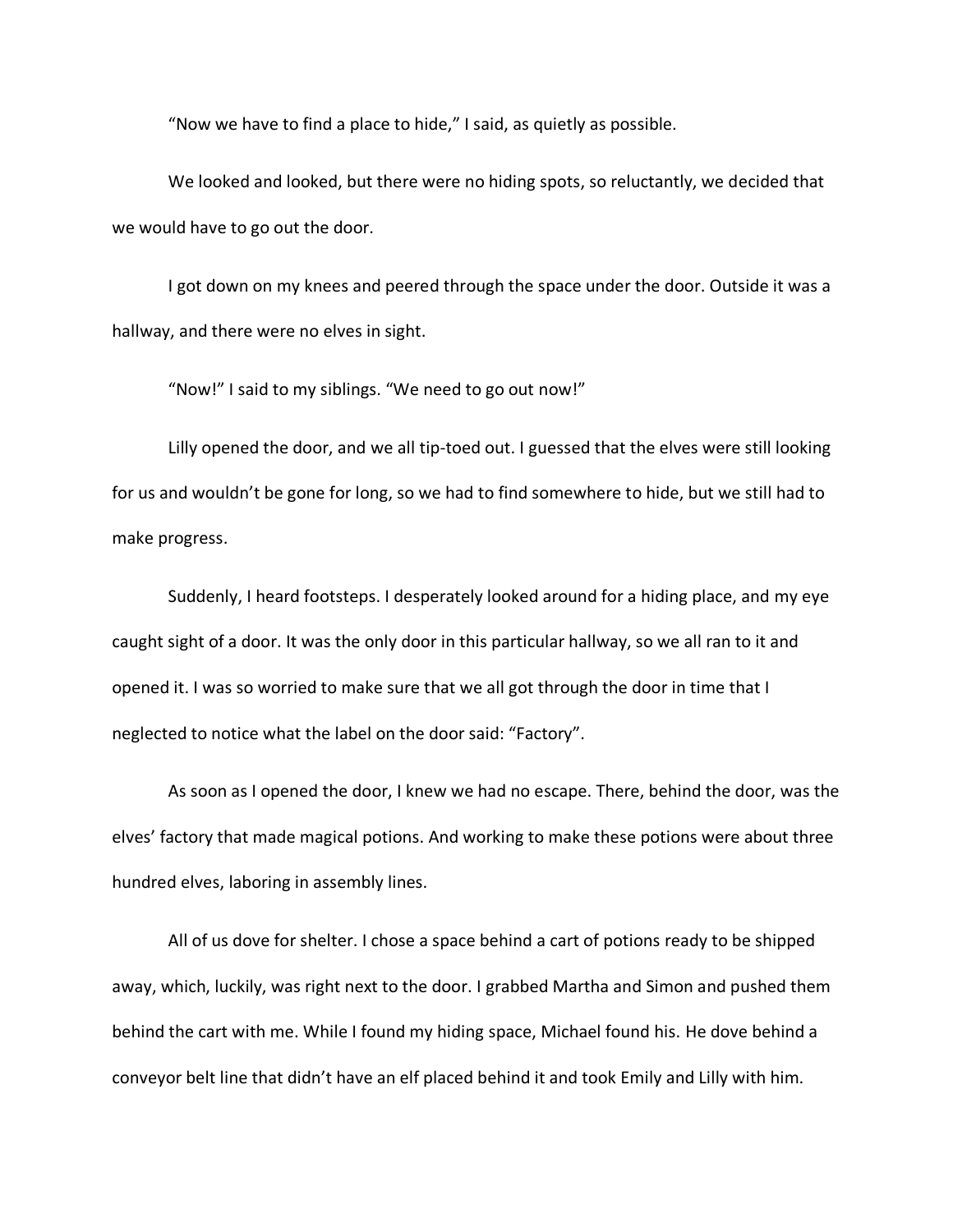“Now we have to find a place to hide,” I said, as quietly as possible.

We looked and looked, but there were no hiding spots, so reluctantly, we decided that we would have to go out the door.

I got down on my knees and peered through the space under the door. Outside it was a hallway, and there were no elves in sight.

“Now!” I said to my siblings. “We need to go out now!”

Lilly opened the door, and we all tip-toed out. I guessed that the elves were still looking for us and wouldn’t be gone for long, so we had to find somewhere to hide, but we still had to make progress.

Suddenly, I heard footsteps. I desperately looked around for a hiding place, and my eye caught sight of a door. It was the only door in this particular hallway, so we all ran to it and opened it. I was so worried to make sure that we all got through the door in time that I neglected to notice what the label on the door said: “Factory”.

As soon as I opened the door, I knew we had no escape. There, behind the door, was the elves’ factory that made magical potions. And working to make these potions were about three hundred elves, laboring in assembly lines.

All of us dove for shelter. I chose a space behind a cart of potions ready to be shipped away, which, luckily, was right next to the door. I grabbed Martha and Simon and pushed them behind the cart with me. While I found my hiding space, Michael found his. He dove behind a conveyor belt line that didn’t have an elf placed behind it and took Emily and Lilly with him.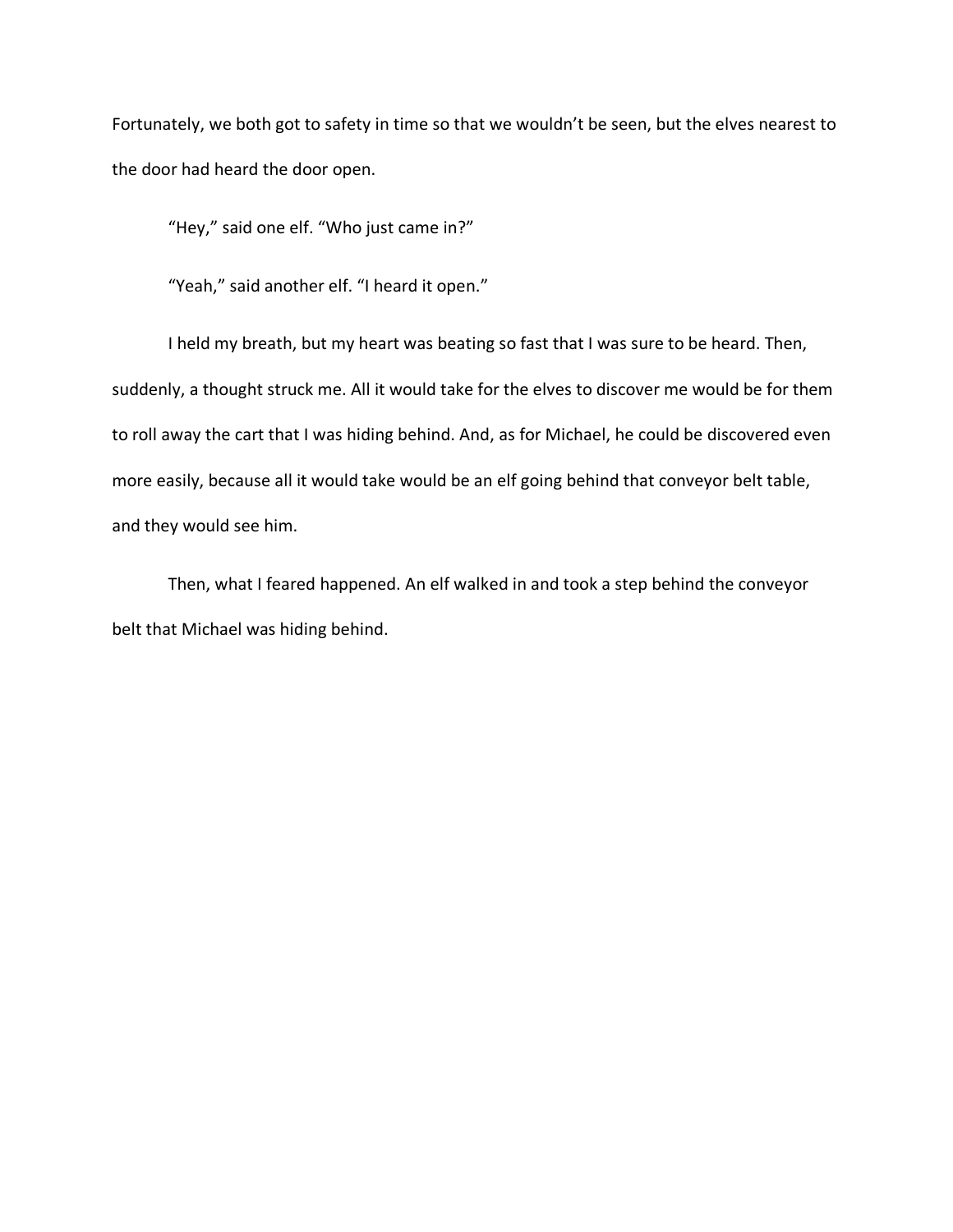Fortunately, we both got to safety in time so that we wouldn't be seen, but the elves nearest to the door had heard the door open.

"Hey," said one elf. "Who just came in?"

"Yeah," said another elf. "I heard it open."

I held my breath, but my heart was beating so fast that I was sure to be heard. Then, suddenly, a thought struck me. All it would take for the elves to discover me would be for them to roll away the cart that I was hiding behind. And, as for Michael, he could be discovered even more easily, because all it would take would be an elf going behind that conveyor belt table, and they would see him.

Then, what I feared happened. An elf walked in and took a step behind the conveyor belt that Michael was hiding behind.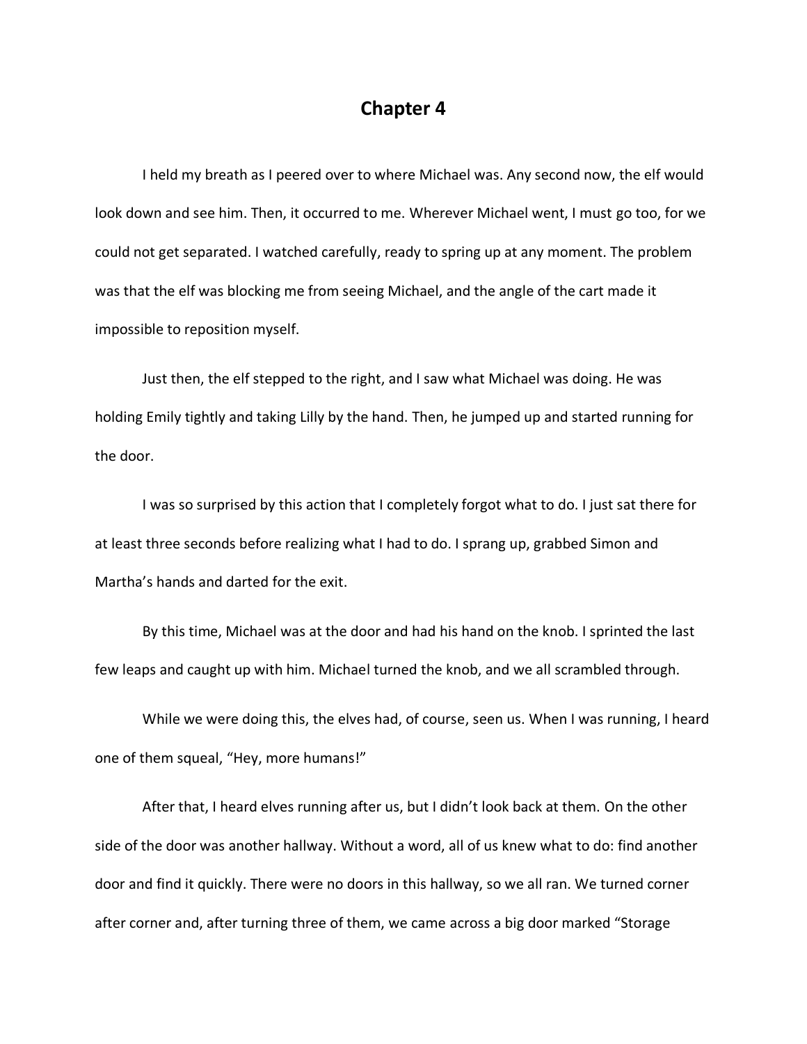# Chapter 4

I held my breath as I peered over to where Michael was. Any second now, the elf would look down and see him. Then, it occurred to me. Wherever Michael went, I must go too, for we could not get separated. I watched carefully, ready to spring up at any moment. The problem was that the elf was blocking me from seeing Michael, and the angle of the cart made it impossible to reposition myself.

Just then, the elf stepped to the right, and I saw what Michael was doing. He was holding Emily tightly and taking Lilly by the hand. Then, he jumped up and started running for the door.

I was so surprised by this action that I completely forgot what to do. I just sat there for at least three seconds before realizing what I had to do. I sprang up, grabbed Simon and Martha's hands and darted for the exit.

By this time, Michael was at the door and had his hand on the knob. I sprinted the last few leaps and caught up with him. Michael turned the knob, and we all scrambled through.

While we were doing this, the elves had, of course, seen us. When I was running, I heard one of them squeal, "Hey, more humans!"

After that, I heard elves running after us, but I didn't look back at them. On the other side of the door was another hallway. Without a word, all of us knew what to do: find another door and find it quickly. There were no doors in this hallway, so we all ran. We turned corner after corner and, after turning three of them, we came across a big door marked "Storage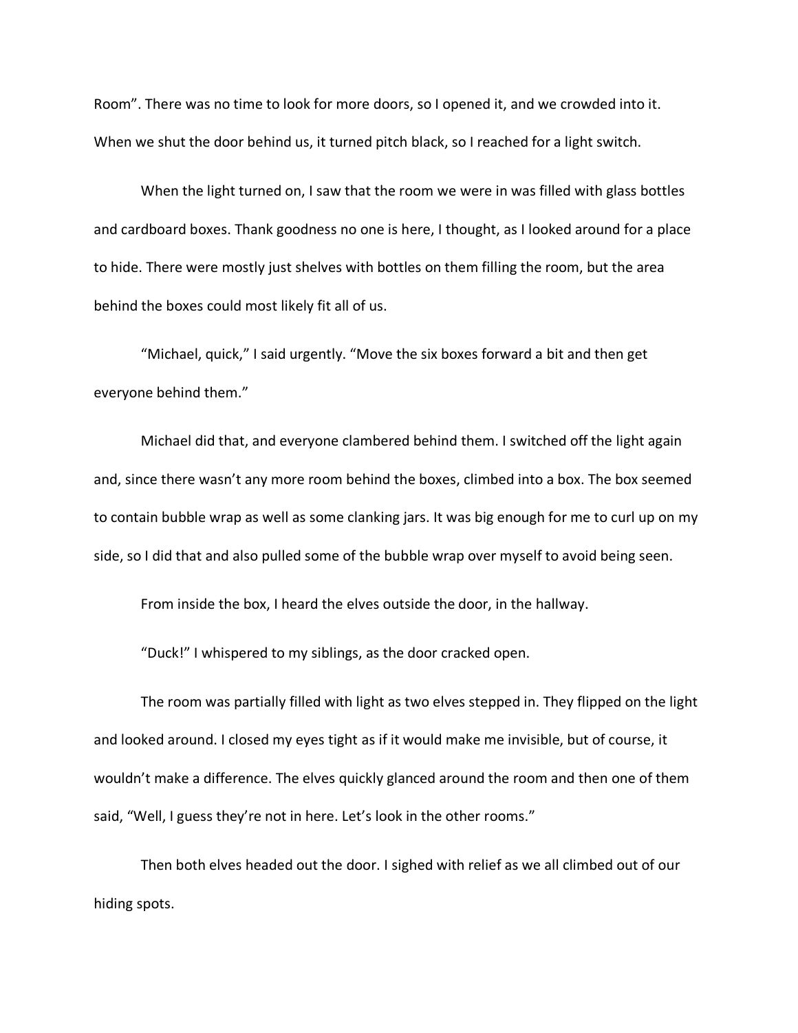Room”. There was no time to look for more doors, so I opened it, and we crowded into it. When we shut the door behind us, it turned pitch black, so I reached for a light switch.

When the light turned on, I saw that the room we were in was filled with glass bottles and cardboard boxes. Thank goodness no one is here, I thought, as I looked around for a place to hide. There were mostly just shelves with bottles on them filling the room, but the area behind the boxes could most likely fit all of us.

“Michael, quick,” I said urgently. “Move the six boxes forward a bit and then get everyone behind them.”

Michael did that, and everyone clambered behind them. I switched off the light again and, since there wasn’t any more room behind the boxes, climbed into a box. The box seemed to contain bubble wrap as well as some clanking jars. It was big enough for me to curl up on my side, so I did that and also pulled some of the bubble wrap over myself to avoid being seen.

From inside the box, I heard the elves outside the door, in the hallway.

“Duck!” I whispered to my siblings, as the door cracked open.

The room was partially filled with light as two elves stepped in. They flipped on the light and looked around. I closed my eyes tight as if it would make me invisible, but of course, it wouldn’t make a difference. The elves quickly glanced around the room and then one of them said, “Well, I guess they’re not in here. Let’s look in the other rooms.”

Then both elves headed out the door. I sighed with relief as we all climbed out of our hiding spots.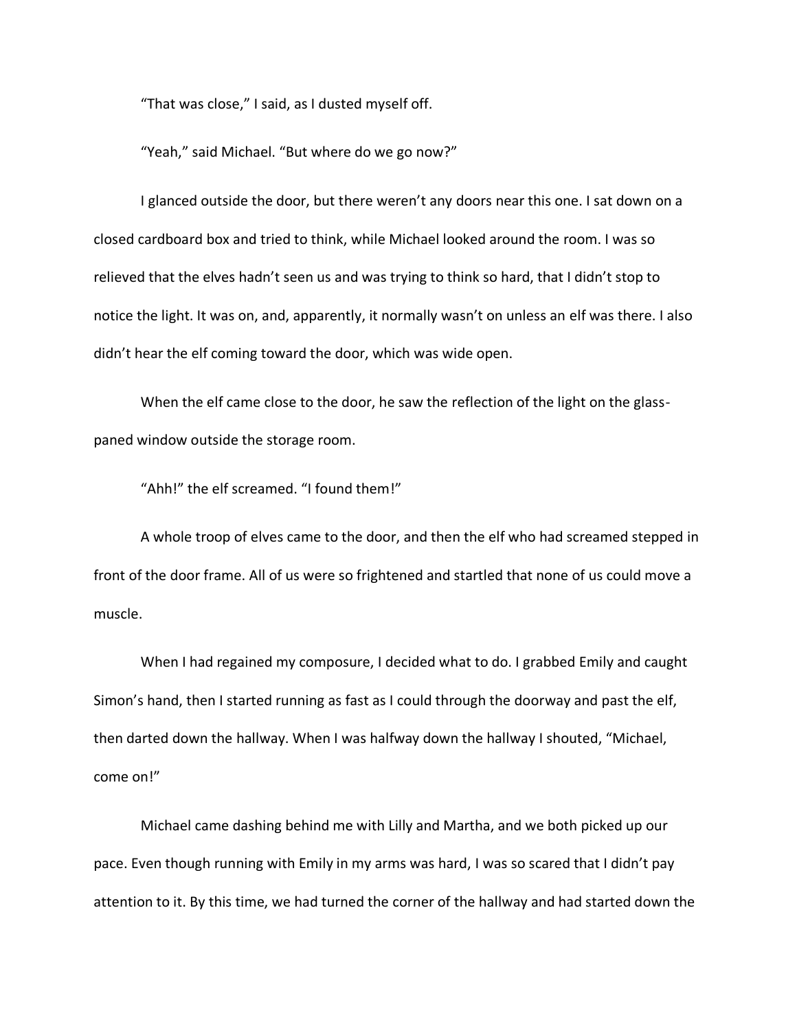“That was close,” I said, as I dusted myself off.

“Yeah,” said Michael. “But where do we go now?”

I glanced outside the door, but there weren’t any doors near this one. I sat down on a closed cardboard box and tried to think, while Michael looked around the room. I was so relieved that the elves hadn’t seen us and was trying to think so hard, that I didn’t stop to notice the light. It was on, and, apparently, it normally wasn’t on unless an elf was there. I also didn’t hear the elf coming toward the door, which was wide open.

When the elf came close to the door, he saw the reflection of the light on the glass-paned window outside the storage room.

“Ahh!” the elf screamed. “I found them!”

A whole troop of elves came to the door, and then the elf who had screamed stepped in front of the door frame. All of us were so frightened and startled that none of us could move a muscle.

When I had regained my composure, I decided what to do. I grabbed Emily and caught Simon’s hand, then I started running as fast as I could through the doorway and past the elf, then darted down the hallway. When I was halfway down the hallway I shouted, “Michael, come on!”

Michael came dashing behind me with Lilly and Martha, and we both picked up our pace. Even though running with Emily in my arms was hard, I was so scared that I didn’t pay attention to it. By this time, we had turned the corner of the hallway and had started down the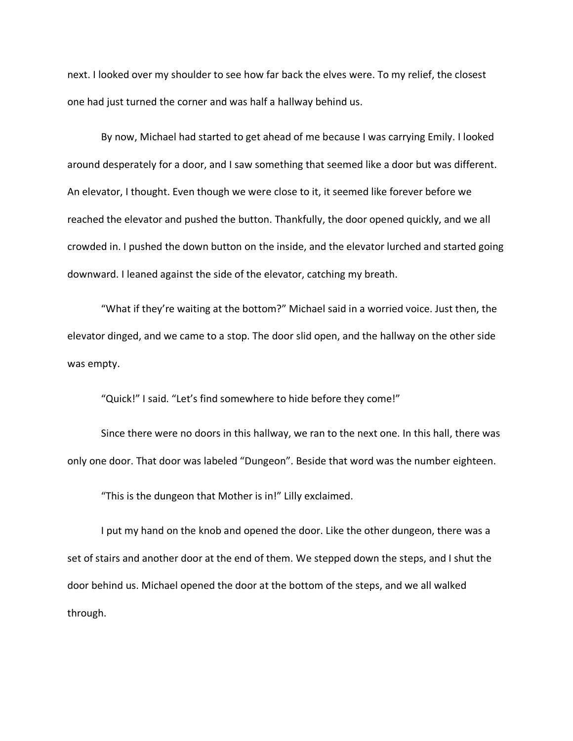next. I looked over my shoulder to see how far back the elves were. To my relief, the closest one had just turned the corner and was half a hallway behind us.

By now, Michael had started to get ahead of me because I was carrying Emily. I looked around desperately for a door, and I saw something that seemed like a door but was different. An elevator, I thought. Even though we were close to it, it seemed like forever before we reached the elevator and pushed the button. Thankfully, the door opened quickly, and we all crowded in. I pushed the down button on the inside, and the elevator lurched and started going downward. I leaned against the side of the elevator, catching my breath.

"What if they're waiting at the bottom?" Michael said in a worried voice. Just then, the elevator dinged, and we came to a stop. The door slid open, and the hallway on the other side was empty.

"Quick!" I said. "Let's find somewhere to hide before they come!"

Since there were no doors in this hallway, we ran to the next one. In this hall, there was only one door. That door was labeled "Dungeon". Beside that word was the number eighteen.

"This is the dungeon that Mother is in!" Lilly exclaimed.

I put my hand on the knob and opened the door. Like the other dungeon, there was a set of stairs and another door at the end of them. We stepped down the steps, and I shut the door behind us. Michael opened the door at the bottom of the steps, and we all walked through.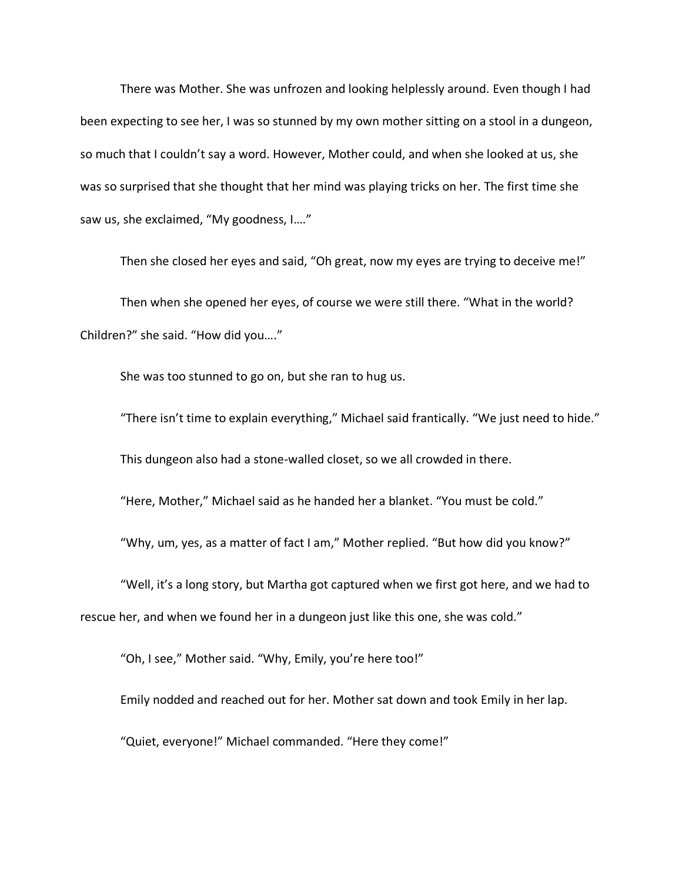There was Mother. She was unfrozen and looking helplessly around. Even though I had been expecting to see her, I was so stunned by my own mother sitting on a stool in a dungeon, so much that I couldn't say a word. However, Mother could, and when she looked at us, she was so surprised that she thought that her mind was playing tricks on her. The first time she saw us, she exclaimed, "My goodness, I…."

Then she closed her eyes and said, "Oh great, now my eyes are trying to deceive me!"

Then when she opened her eyes, of course we were still there. "What in the world? Children?" she said. "How did you…."

She was too stunned to go on, but she ran to hug us.

"There isn't time to explain everything," Michael said frantically. "We just need to hide."

This dungeon also had a stone-walled closet, so we all crowded in there.

"Here, Mother," Michael said as he handed her a blanket. "You must be cold."

"Why, um, yes, as a matter of fact I am," Mother replied. "But how did you know?"

"Well, it's a long story, but Martha got captured when we first got here, and we had to rescue her, and when we found her in a dungeon just like this one, she was cold."

"Oh, I see," Mother said. "Why, Emily, you're here too!"

Emily nodded and reached out for her. Mother sat down and took Emily in her lap.

"Quiet, everyone!" Michael commanded. "Here they come!"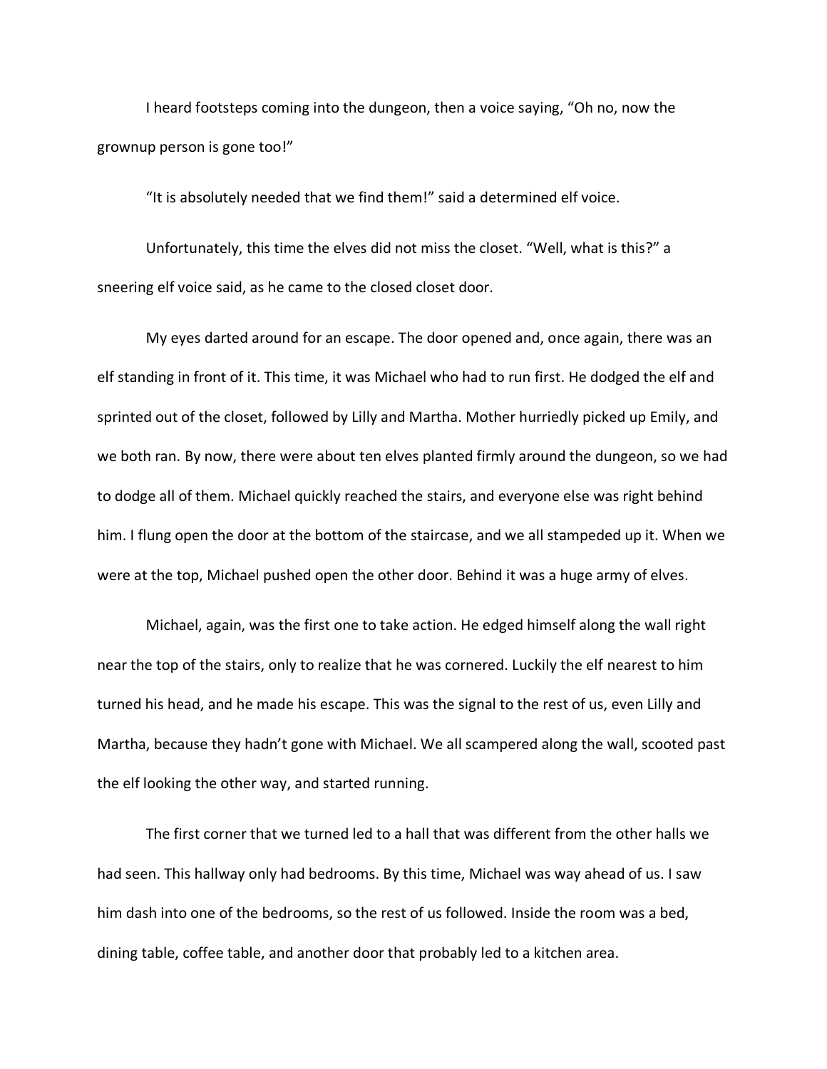I heard footsteps coming into the dungeon, then a voice saying, "Oh no, now the grownup person is gone too!"

"It is absolutely needed that we find them!" said a determined elf voice.

Unfortunately, this time the elves did not miss the closet. "Well, what is this?" a sneering elf voice said, as he came to the closed closet door.

My eyes darted around for an escape. The door opened and, once again, there was an elf standing in front of it. This time, it was Michael who had to run first. He dodged the elf and sprinted out of the closet, followed by Lilly and Martha. Mother hurriedly picked up Emily, and we both ran. By now, there were about ten elves planted firmly around the dungeon, so we had to dodge all of them. Michael quickly reached the stairs, and everyone else was right behind him. I flung open the door at the bottom of the staircase, and we all stampeded up it. When we were at the top, Michael pushed open the other door. Behind it was a huge army of elves.

Michael, again, was the first one to take action. He edged himself along the wall right near the top of the stairs, only to realize that he was cornered. Luckily the elf nearest to him turned his head, and he made his escape. This was the signal to the rest of us, even Lilly and Martha, because they hadn't gone with Michael. We all scampered along the wall, scooted past the elf looking the other way, and started running.

The first corner that we turned led to a hall that was different from the other halls we had seen. This hallway only had bedrooms. By this time, Michael was way ahead of us. I saw him dash into one of the bedrooms, so the rest of us followed. Inside the room was a bed, dining table, coffee table, and another door that probably led to a kitchen area.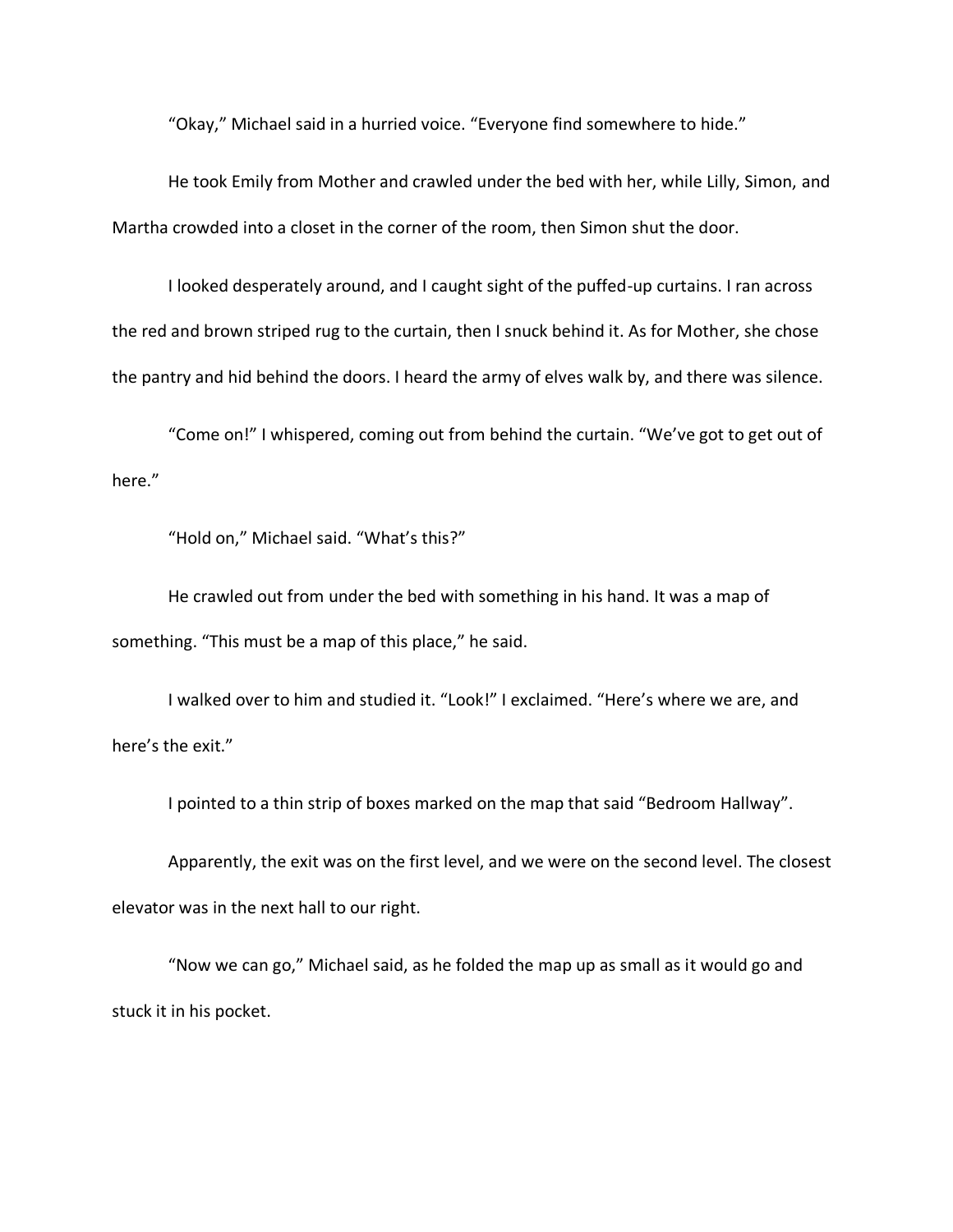"Okay," Michael said in a hurried voice. "Everyone find somewhere to hide."

He took Emily from Mother and crawled under the bed with her, while Lilly, Simon, and Martha crowded into a closet in the corner of the room, then Simon shut the door.

I looked desperately around, and I caught sight of the puffed-up curtains. I ran across the red and brown striped rug to the curtain, then I snuck behind it. As for Mother, she chose the pantry and hid behind the doors. I heard the army of elves walk by, and there was silence.

"Come on!" I whispered, coming out from behind the curtain. "We've got to get out of here."

"Hold on," Michael said. "What's this?"

He crawled out from under the bed with something in his hand. It was a map of something. "This must be a map of this place," he said.

I walked over to him and studied it. "Look!" I exclaimed. "Here's where we are, and here's the exit."

I pointed to a thin strip of boxes marked on the map that said "Bedroom Hallway".

Apparently, the exit was on the first level, and we were on the second level. The closest elevator was in the next hall to our right.

"Now we can go," Michael said, as he folded the map up as small as it would go and stuck it in his pocket.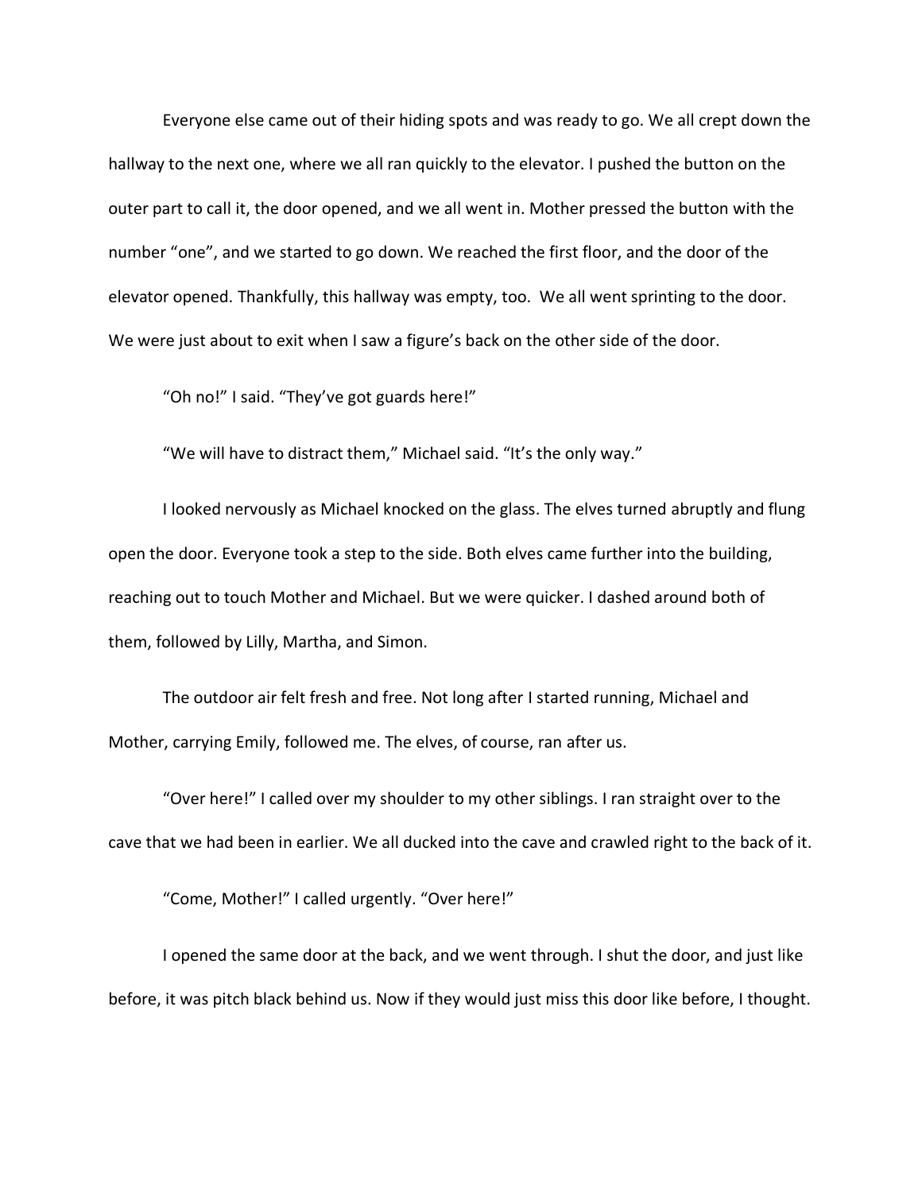Everyone else came out of their hiding spots and was ready to go. We all crept down the hallway to the next one, where we all ran quickly to the elevator. I pushed the button on the outer part to call it, the door opened, and we all went in. Mother pressed the button with the number “one”, and we started to go down. We reached the first floor, and the door of the elevator opened. Thankfully, this hallway was empty, too. We all went sprinting to the door. We were just about to exit when I saw a figure’s back on the other side of the door.

“Oh no!” I said. “They’ve got guards here!”

“We will have to distract them,” Michael said. “It’s the only way.”

I looked nervously as Michael knocked on the glass. The elves turned abruptly and flung open the door. Everyone took a step to the side. Both elves came further into the building, reaching out to touch Mother and Michael. But we were quicker. I dashed around both of them, followed by Lilly, Martha, and Simon.

The outdoor air felt fresh and free. Not long after I started running, Michael and Mother, carrying Emily, followed me. The elves, of course, ran after us.

“Over here!” I called over my shoulder to my other siblings. I ran straight over to the cave that we had been in earlier. We all ducked into the cave and crawled right to the back of it.

“Come, Mother!” I called urgently. “Over here!”

I opened the same door at the back, and we went through. I shut the door, and just like before, it was pitch black behind us. Now if they would just miss this door like before, I thought.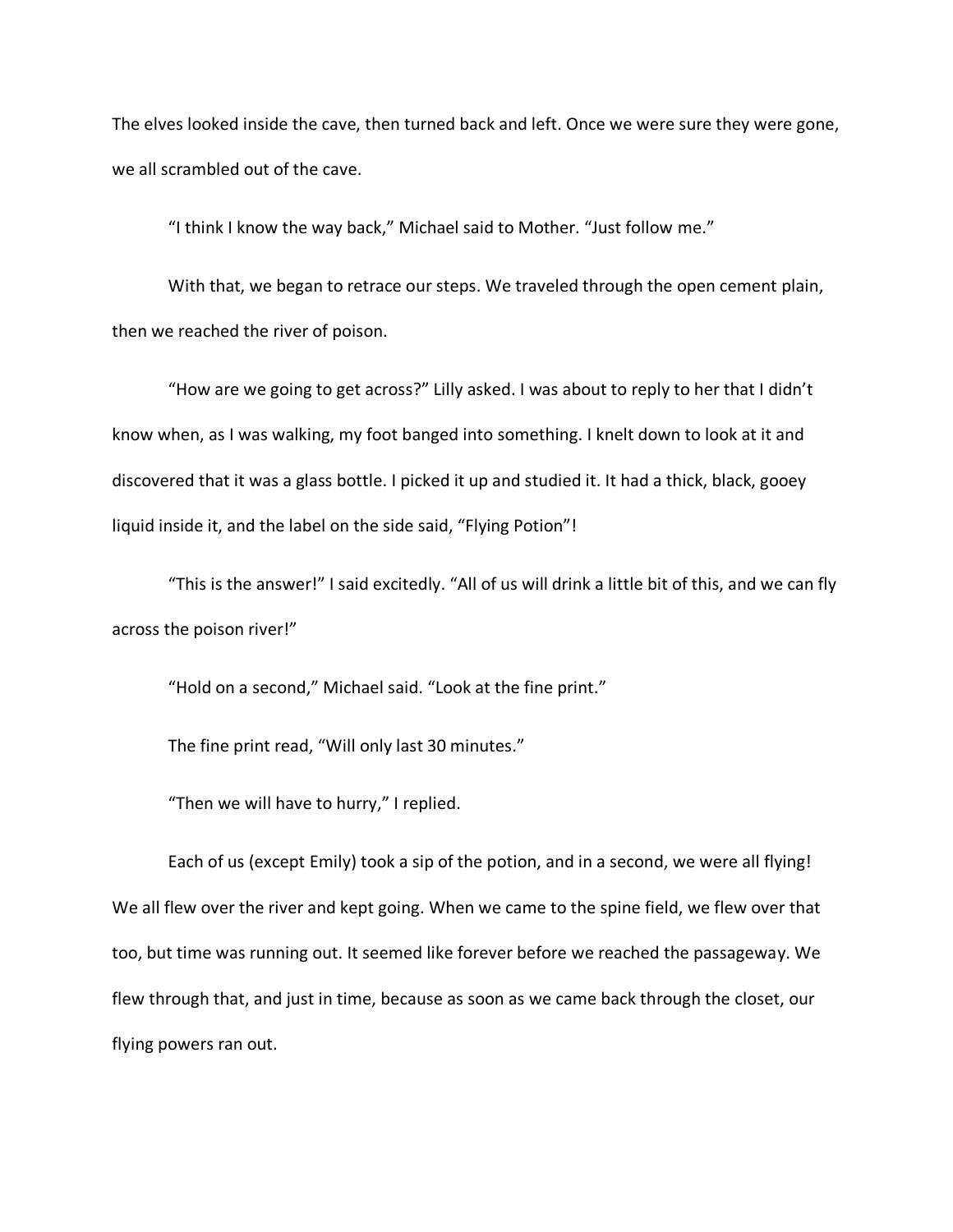The elves looked inside the cave, then turned back and left. Once we were sure they were gone, we all scrambled out of the cave.

"I think I know the way back," Michael said to Mother. "Just follow me."

With that, we began to retrace our steps. We traveled through the open cement plain, then we reached the river of poison.

"How are we going to get across?" Lilly asked. I was about to reply to her that I didn't know when, as I was walking, my foot banged into something. I knelt down to look at it and discovered that it was a glass bottle. I picked it up and studied it. It had a thick, black, gooey liquid inside it, and the label on the side said, "Flying Potion"!

"This is the answer!" I said excitedly. "All of us will drink a little bit of this, and we can fly across the poison river!"

"Hold on a second," Michael said. "Look at the fine print."

The fine print read, "Will only last 30 minutes."

"Then we will have to hurry," I replied.

Each of us (except Emily) took a sip of the potion, and in a second, we were all flying! We all flew over the river and kept going. When we came to the spine field, we flew over that too, but time was running out. It seemed like forever before we reached the passageway. We flew through that, and just in time, because as soon as we came back through the closet, our flying powers ran out.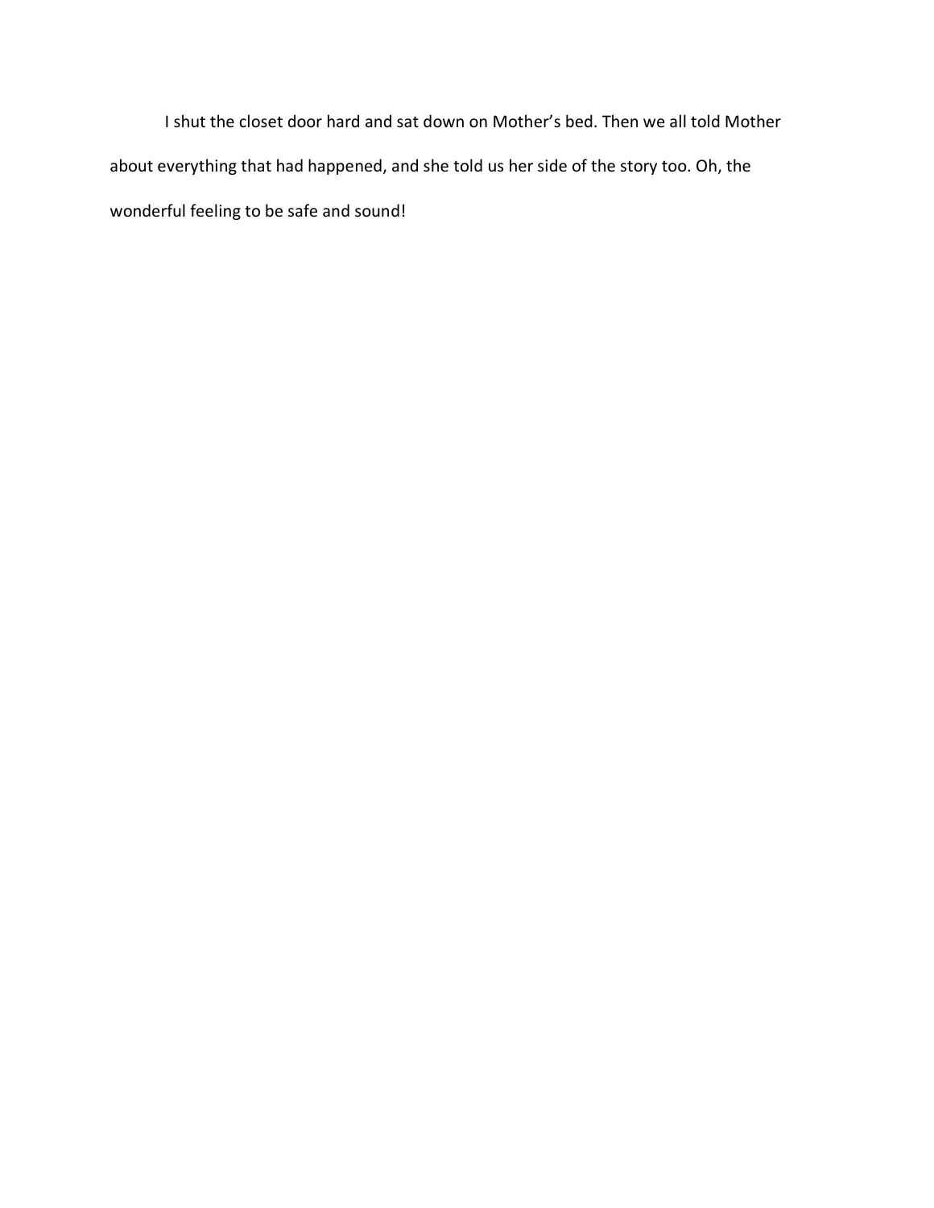I shut the closet door hard and sat down on Mother’s bed. Then we all told Mother about everything that had happened, and she told us her side of the story too. Oh, the wonderful feeling to be safe and sound!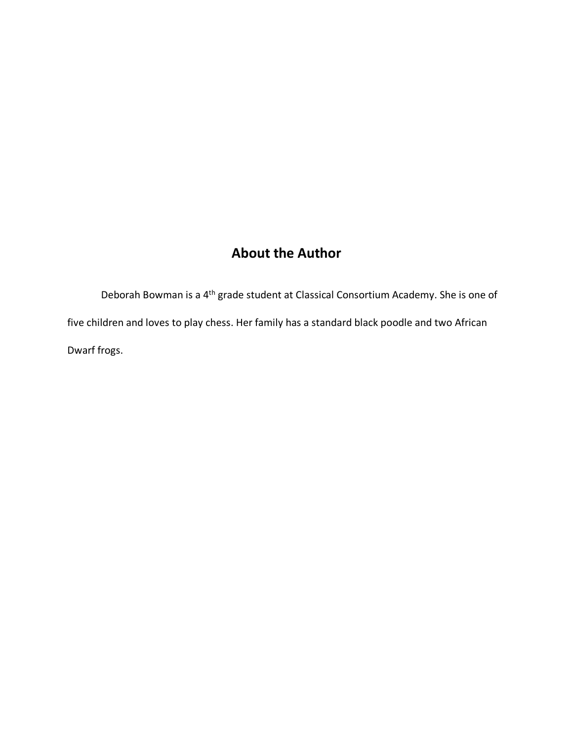## About the Author

Deborah Bowman is a 4th grade student at Classical Consortium Academy. She is one of five children and loves to play chess. Her family has a standard black poodle and two African Dwarf frogs.